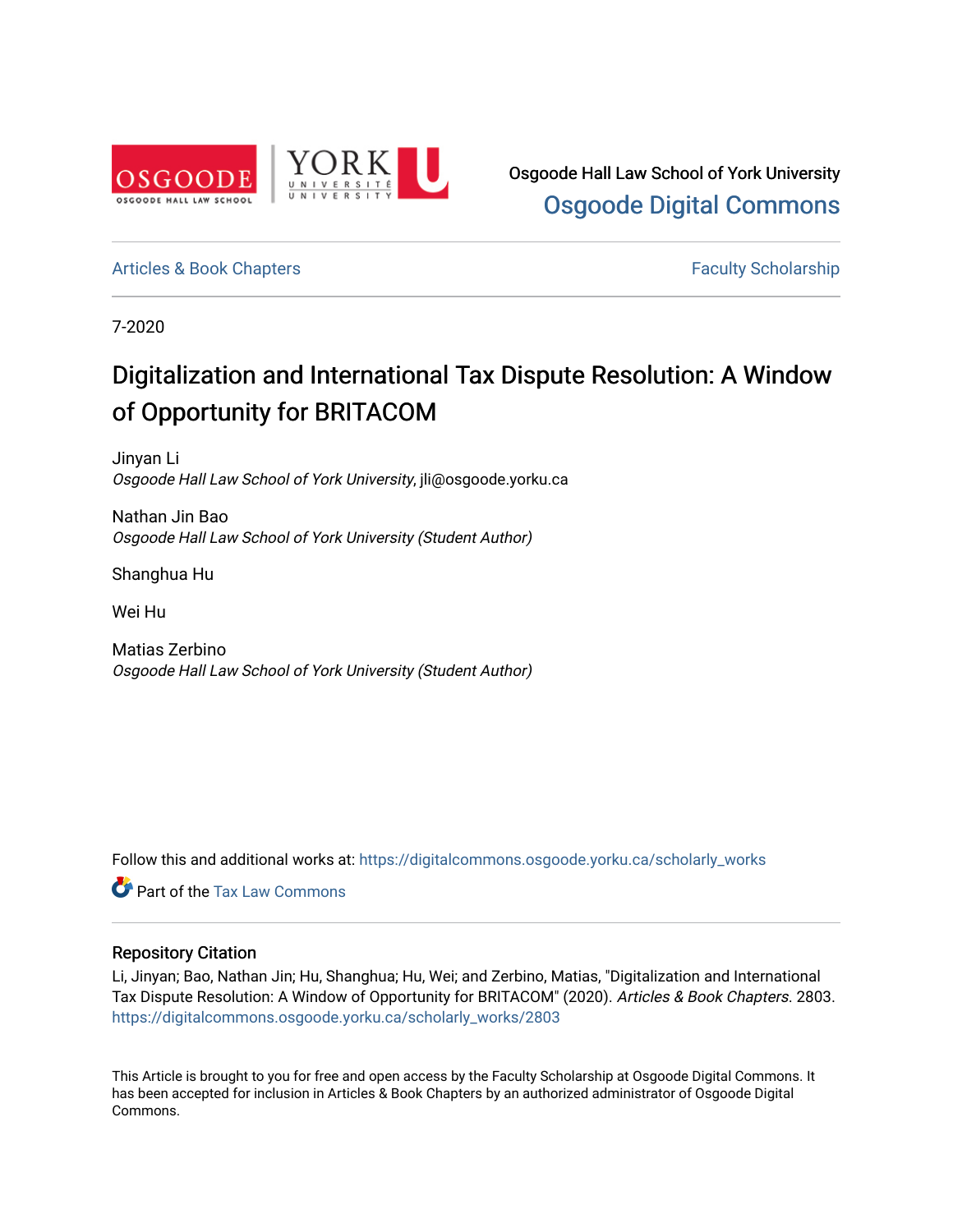Osgoode Hall Law School of York University
Osgoode Digital Commons

Articles & Book Chapters

Faculty Scholarship

7-2020

# Digitalization and International Tax Dispute Resolution: A Window of Opportunity for BRITACOM

Jinyan Li
*Osgoode Hall Law School of York University*, jli@osgoode.yorku.ca

Nathan Jin Bao
*Osgoode Hall Law School of York University (Student Author)*

Shanghua Hu

Wei Hu

Matias Zerbino
*Osgoode Hall Law School of York University (Student Author)*

Follow this and additional works at: https://digitalcommons.osgoode.yorku.ca/scholarly_works

Part of the Tax Law Commons

## Repository Citation

Li, Jinyan; Bao, Nathan Jin; Hu, Shanghua; Hu, Wei; and Zerbino, Matias, "Digitalization and International Tax Dispute Resolution: A Window of Opportunity for BRITACOM" (2020). *Articles & Book Chapters*. 2803.
https://digitalcommons.osgoode.yorku.ca/scholarly_works/2803

This Article is brought to you for free and open access by the Faculty Scholarship at Osgoode Digital Commons. It has been accepted for inclusion in Articles & Book Chapters by an authorized administrator of Osgoode Digital Commons.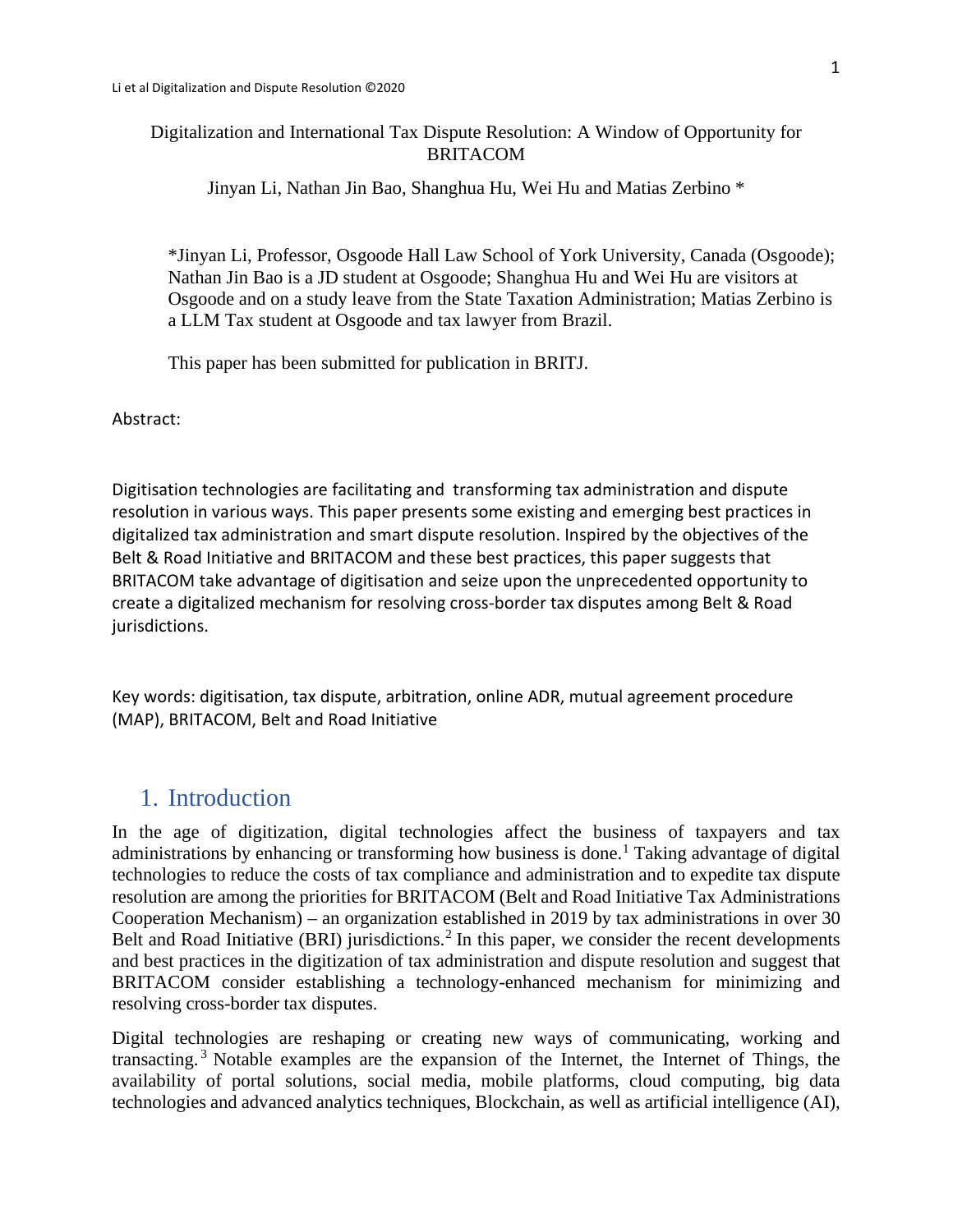# Digitalization and International Tax Dispute Resolution: A Window of Opportunity for BRITACOM

Jinyan Li, Nathan Jin Bao, Shanghua Hu, Wei Hu and Matias Zerbino *

*Jinyan Li, Professor, Osgoode Hall Law School of York University, Canada (Osgoode); Nathan Jin Bao is a JD student at Osgoode; Shanghua Hu and Wei Hu are visitors at Osgoode and on a study leave from the State Taxation Administration; Matias Zerbino is a LLM Tax student at Osgoode and tax lawyer from Brazil.

This paper has been submitted for publication in BRITJ.

Abstract:

Digitisation technologies are facilitating and transforming tax administration and dispute resolution in various ways. This paper presents some existing and emerging best practices in digitalized tax administration and smart dispute resolution. Inspired by the objectives of the Belt & Road Initiative and BRITACOM and these best practices, this paper suggests that BRITACOM take advantage of digitisation and seize upon the unprecedented opportunity to create a digitalized mechanism for resolving cross-border tax disputes among Belt & Road jurisdictions.

Key words: digitisation, tax dispute, arbitration, online ADR, mutual agreement procedure (MAP), BRITACOM, Belt and Road Initiative

## 1. Introduction

In the age of digitization, digital technologies affect the business of taxpayers and tax administrations by enhancing or transforming how business is done.[1] Taking advantage of digital technologies to reduce the costs of tax compliance and administration and to expedite tax dispute resolution are among the priorities for BRITACOM (Belt and Road Initiative Tax Administrations Cooperation Mechanism) – an organization established in 2019 by tax administrations in over 30 Belt and Road Initiative (BRI) jurisdictions.[2] In this paper, we consider the recent developments and best practices in the digitization of tax administration and dispute resolution and suggest that BRITACOM consider establishing a technology-enhanced mechanism for minimizing and resolving cross-border tax disputes.

Digital technologies are reshaping or creating new ways of communicating, working and transacting.[3] Notable examples are the expansion of the Internet, the Internet of Things, the availability of portal solutions, social media, mobile platforms, cloud computing, big data technologies and advanced analytics techniques, Blockchain, as well as artificial intelligence (AI),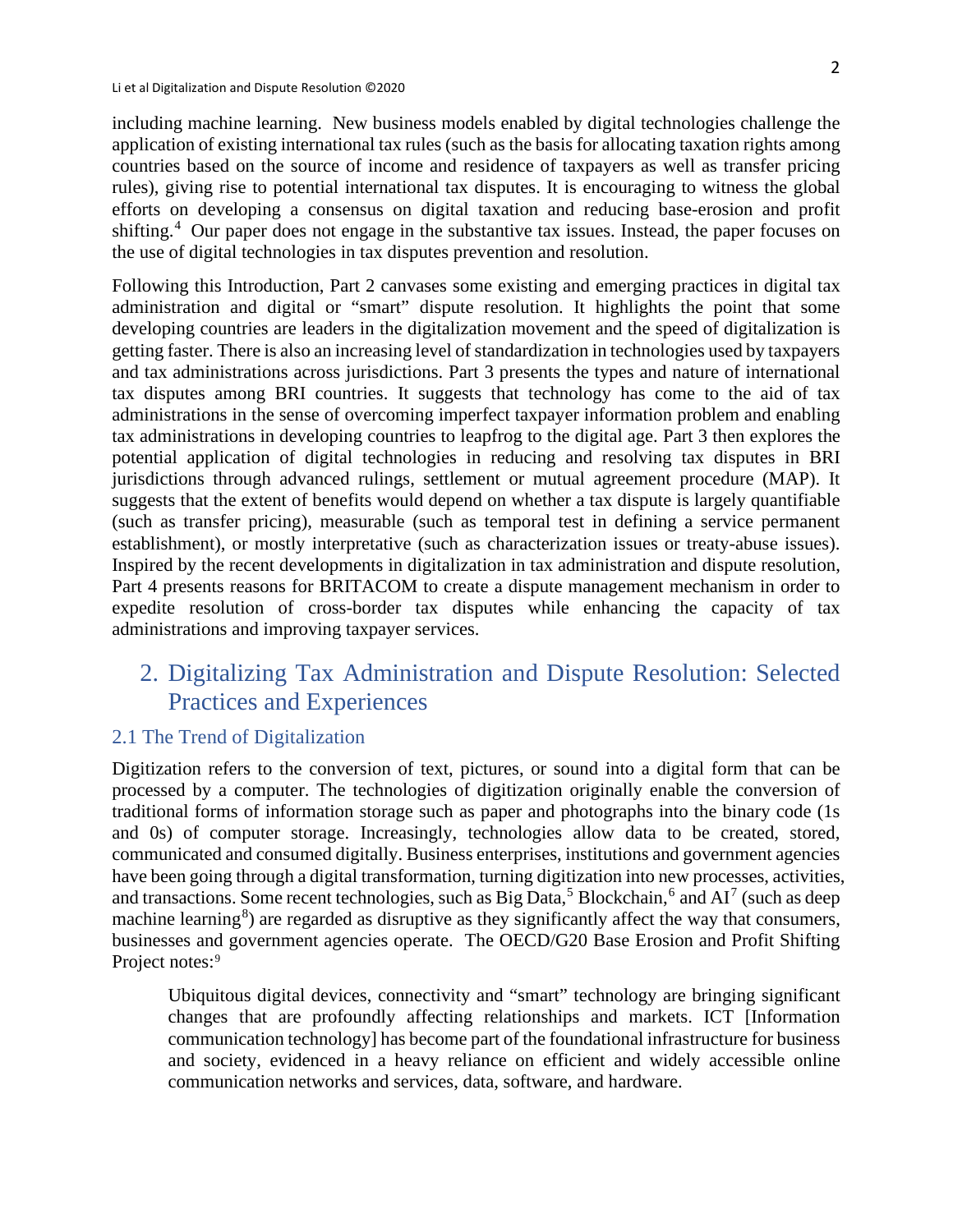including machine learning. New business models enabled by digital technologies challenge the application of existing international tax rules (such as the basis for allocating taxation rights among countries based on the source of income and residence of taxpayers as well as transfer pricing rules), giving rise to potential international tax disputes. It is encouraging to witness the global efforts on developing a consensus on digital taxation and reducing base-erosion and profit shifting.[4] Our paper does not engage in the substantive tax issues. Instead, the paper focuses on the use of digital technologies in tax disputes prevention and resolution.

Following this Introduction, Part 2 canvases some existing and emerging practices in digital tax administration and digital or "smart" dispute resolution. It highlights the point that some developing countries are leaders in the digitalization movement and the speed of digitalization is getting faster. There is also an increasing level of standardization in technologies used by taxpayers and tax administrations across jurisdictions. Part 3 presents the types and nature of international tax disputes among BRI countries. It suggests that technology has come to the aid of tax administrations in the sense of overcoming imperfect taxpayer information problem and enabling tax administrations in developing countries to leapfrog to the digital age. Part 3 then explores the potential application of digital technologies in reducing and resolving tax disputes in BRI jurisdictions through advanced rulings, settlement or mutual agreement procedure (MAP). It suggests that the extent of benefits would depend on whether a tax dispute is largely quantifiable (such as transfer pricing), measurable (such as temporal test in defining a service permanent establishment), or mostly interpretative (such as characterization issues or treaty-abuse issues). Inspired by the recent developments in digitalization in tax administration and dispute resolution, Part 4 presents reasons for BRITACOM to create a dispute management mechanism in order to expedite resolution of cross-border tax disputes while enhancing the capacity of tax administrations and improving taxpayer services.

## 2. Digitalizing Tax Administration and Dispute Resolution: Selected Practices and Experiences

### 2.1 The Trend of Digitalization

Digitization refers to the conversion of text, pictures, or sound into a digital form that can be processed by a computer. The technologies of digitization originally enable the conversion of traditional forms of information storage such as paper and photographs into the binary code (1s and 0s) of computer storage. Increasingly, technologies allow data to be created, stored, communicated and consumed digitally. Business enterprises, institutions and government agencies have been going through a digital transformation, turning digitization into new processes, activities, and transactions. Some recent technologies, such as Big Data,[5] Blockchain,[6] and AI[7] (such as deep machine learning[8]) are regarded as disruptive as they significantly affect the way that consumers, businesses and government agencies operate. The OECD/G20 Base Erosion and Profit Shifting Project notes:[9]

> Ubiquitous digital devices, connectivity and "smart" technology are bringing significant changes that are profoundly affecting relationships and markets. ICT [Information communication technology] has become part of the foundational infrastructure for business and society, evidenced in a heavy reliance on efficient and widely accessible online communication networks and services, data, software, and hardware.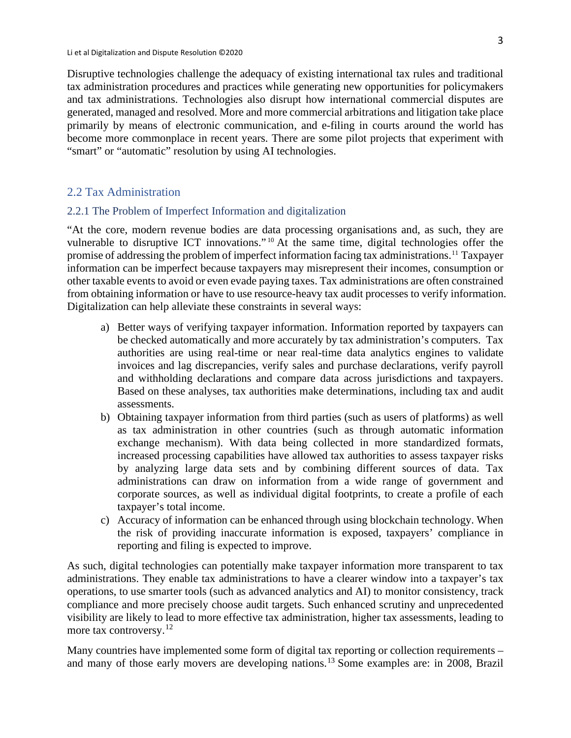Disruptive technologies challenge the adequacy of existing international tax rules and traditional tax administration procedures and practices while generating new opportunities for policymakers and tax administrations. Technologies also disrupt how international commercial disputes are generated, managed and resolved. More and more commercial arbitrations and litigation take place primarily by means of electronic communication, and e-filing in courts around the world has become more commonplace in recent years. There are some pilot projects that experiment with "smart" or "automatic" resolution by using AI technologies.

## 2.2 Tax Administration

### 2.2.1 The Problem of Imperfect Information and digitalization

"At the core, modern revenue bodies are data processing organisations and, as such, they are vulnerable to disruptive ICT innovations."[10] At the same time, digital technologies offer the promise of addressing the problem of imperfect information facing tax administrations.[11] Taxpayer information can be imperfect because taxpayers may misrepresent their incomes, consumption or other taxable events to avoid or even evade paying taxes. Tax administrations are often constrained from obtaining information or have to use resource-heavy tax audit processes to verify information. Digitalization can help alleviate these constraints in several ways:

a) Better ways of verifying taxpayer information. Information reported by taxpayers can be checked automatically and more accurately by tax administration's computers. Tax authorities are using real-time or near real-time data analytics engines to validate invoices and lag discrepancies, verify sales and purchase declarations, verify payroll and withholding declarations and compare data across jurisdictions and taxpayers. Based on these analyses, tax authorities make determinations, including tax and audit assessments.
b) Obtaining taxpayer information from third parties (such as users of platforms) as well as tax administration in other countries (such as through automatic information exchange mechanism). With data being collected in more standardized formats, increased processing capabilities have allowed tax authorities to assess taxpayer risks by analyzing large data sets and by combining different sources of data. Tax administrations can draw on information from a wide range of government and corporate sources, as well as individual digital footprints, to create a profile of each taxpayer's total income.
c) Accuracy of information can be enhanced through using blockchain technology. When the risk of providing inaccurate information is exposed, taxpayers' compliance in reporting and filing is expected to improve.

As such, digital technologies can potentially make taxpayer information more transparent to tax administrations. They enable tax administrations to have a clearer window into a taxpayer's tax operations, to use smarter tools (such as advanced analytics and AI) to monitor consistency, track compliance and more precisely choose audit targets. Such enhanced scrutiny and unprecedented visibility are likely to lead to more effective tax administration, higher tax assessments, leading to more tax controversy.[12]

Many countries have implemented some form of digital tax reporting or collection requirements – and many of those early movers are developing nations.[13] Some examples are: in 2008, Brazil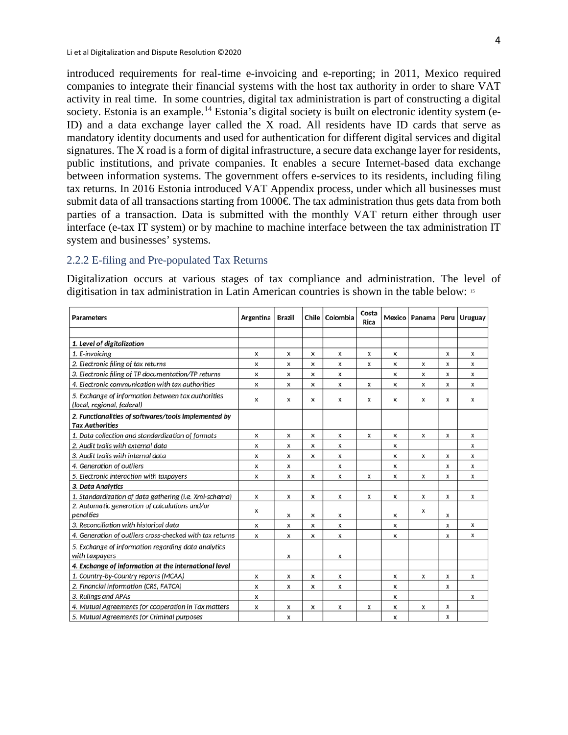introduced requirements for real-time e-invoicing and e-reporting; in 2011, Mexico required companies to integrate their financial systems with the host tax authority in order to share VAT activity in real time. In some countries, digital tax administration is part of constructing a digital society. Estonia is an example.[14] Estonia's digital society is built on electronic identity system (e-ID) and a data exchange layer called the X road. All residents have ID cards that serve as mandatory identity documents and used for authentication for different digital services and digital signatures. The X road is a form of digital infrastructure, a secure data exchange layer for residents, public institutions, and private companies. It enables a secure Internet-based data exchange between information systems. The government offers e-services to its residents, including filing tax returns. In 2016 Estonia introduced VAT Appendix process, under which all businesses must submit data of all transactions starting from 1000€. The tax administration thus gets data from both parties of a transaction. Data is submitted with the monthly VAT return either through user interface (e-tax IT system) or by machine to machine interface between the tax administration IT system and businesses' systems.

### 2.2.2 E-filing and Pre-populated Tax Returns

Digitalization occurs at various stages of tax compliance and administration. The level of digitisation in tax administration in Latin American countries is shown in the table below: [15]

| Parameters | Argentina | Brazil | Chile | Colombia | Costa Rica | Mexico | Panama | Peru | Uruguay |
|---|---|---|---|---|---|---|---|---|---|
| | | | | | | | | | |
| ***1. Level of digitalization*** | | | | | | | | | |
| *1. E-invoicing* | x | x | x | x | x | x | | x | x |
| *2. Electronic filing of tax returns* | x | x | x | x | x | x | x | x | x |
| *3. Electronic filing of TP documentation/TP returns* | x | x | x | x | | x | x | x | x |
| *4. Electronic communication with tax authorities* | x | x | x | x | x | x | x | x | x |
| *5. Exchange of information between tax authorities (local, regional, federal)* | x | x | x | x | x | x | x | x | x |
| ***2. Functionalities of softwares/tools implemented by Tax Authorities*** | | | | | | | | | |
| *1. Data collection and standardization of formats* | x | x | x | x | x | x | x | x | x |
| *2. Audit trails with external data* | x | x | x | x | | x | | | x |
| *3. Audit trails with internal data* | x | x | x | x | | x | x | x | x |
| *4. Generation of outliers* | x | x | | x | | x | | x | x |
| *5. Electronic interaction with taxpayers* | x | x | x | x | x | x | x | x | x |
| ***3. Data Analytics*** | | | | | | | | | |
| *1. Standardization of data gathering (i.e. Xml-schema)* | x | x | x | x | x | x | x | x | x |
| *2. Automatic generation of calculations and/or penalties* | x | x | x | x | | x | x | x | |
| *3. Reconciliation with historical data* | x | x | x | x | | x | | x | x |
| *4. Generation of outliers cross-checked with tax returns* | x | x | x | x | | x | | x | x |
| *5. Exchange of information regarding data analytics with taxpayers* | | x | | x | | | | | |
| ***4. Exchange of information at the international level*** | | | | | | | | | |
| *1. Country-by-Country reports (MCAA)* | x | x | x | x | | x | x | x | x |
| *2. Financial information (CRS, FATCA)* | x | x | x | x | | x | | x | |
| *3. Rulings and APAs* | x | | | | | x | | | x |
| *4. Mutual Agreements for cooperation in Tax matters* | x | x | x | x | x | x | x | x | |
| *5. Mutual Agreements for Criminal purposes* | | x | | | | x | | x | |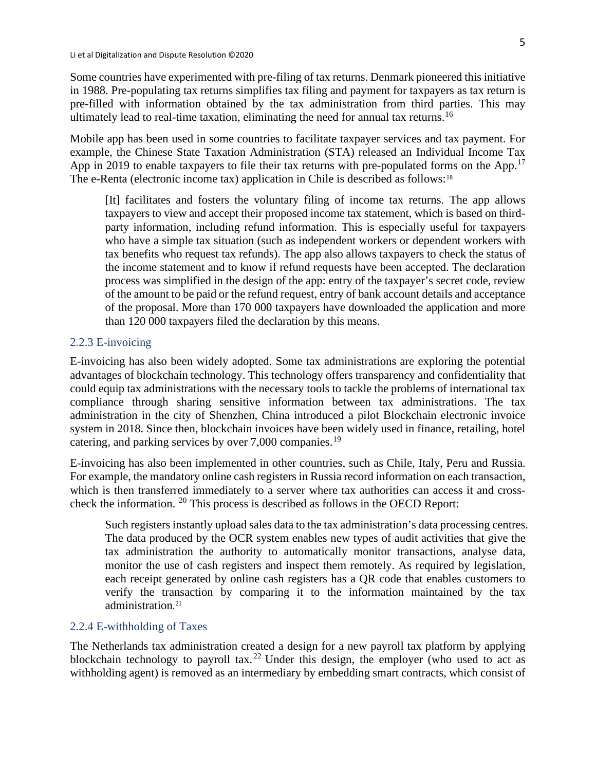Some countries have experimented with pre-filing of tax returns. Denmark pioneered this initiative in 1988. Pre-populating tax returns simplifies tax filing and payment for taxpayers as tax return is pre-filled with information obtained by the tax administration from third parties. This may ultimately lead to real-time taxation, eliminating the need for annual tax returns.[16]

Mobile app has been used in some countries to facilitate taxpayer services and tax payment. For example, the Chinese State Taxation Administration (STA) released an Individual Income Tax App in 2019 to enable taxpayers to file their tax returns with pre-populated forms on the App.[17] The e-Renta (electronic income tax) application in Chile is described as follows:[18]

> [It] facilitates and fosters the voluntary filing of income tax returns. The app allows taxpayers to view and accept their proposed income tax statement, which is based on third-party information, including refund information. This is especially useful for taxpayers who have a simple tax situation (such as independent workers or dependent workers with tax benefits who request tax refunds). The app also allows taxpayers to check the status of the income statement and to know if refund requests have been accepted. The declaration process was simplified in the design of the app: entry of the taxpayer's secret code, review of the amount to be paid or the refund request, entry of bank account details and acceptance of the proposal. More than 170 000 taxpayers have downloaded the application and more than 120 000 taxpayers filed the declaration by this means.

### 2.2.3 E-invoicing

E-invoicing has also been widely adopted. Some tax administrations are exploring the potential advantages of blockchain technology. This technology offers transparency and confidentiality that could equip tax administrations with the necessary tools to tackle the problems of international tax compliance through sharing sensitive information between tax administrations. The tax administration in the city of Shenzhen, China introduced a pilot Blockchain electronic invoice system in 2018. Since then, blockchain invoices have been widely used in finance, retailing, hotel catering, and parking services by over 7,000 companies.[19]

E-invoicing has also been implemented in other countries, such as Chile, Italy, Peru and Russia. For example, the mandatory online cash registers in Russia record information on each transaction, which is then transferred immediately to a server where tax authorities can access it and cross-check the information. [20] This process is described as follows in the OECD Report:

> Such registers instantly upload sales data to the tax administration's data processing centres. The data produced by the OCR system enables new types of audit activities that give the tax administration the authority to automatically monitor transactions, analyse data, monitor the use of cash registers and inspect them remotely. As required by legislation, each receipt generated by online cash registers has a QR code that enables customers to verify the transaction by comparing it to the information maintained by the tax administration.[21]

### 2.2.4 E-withholding of Taxes

The Netherlands tax administration created a design for a new payroll tax platform by applying blockchain technology to payroll tax.[22] Under this design, the employer (who used to act as withholding agent) is removed as an intermediary by embedding smart contracts, which consist of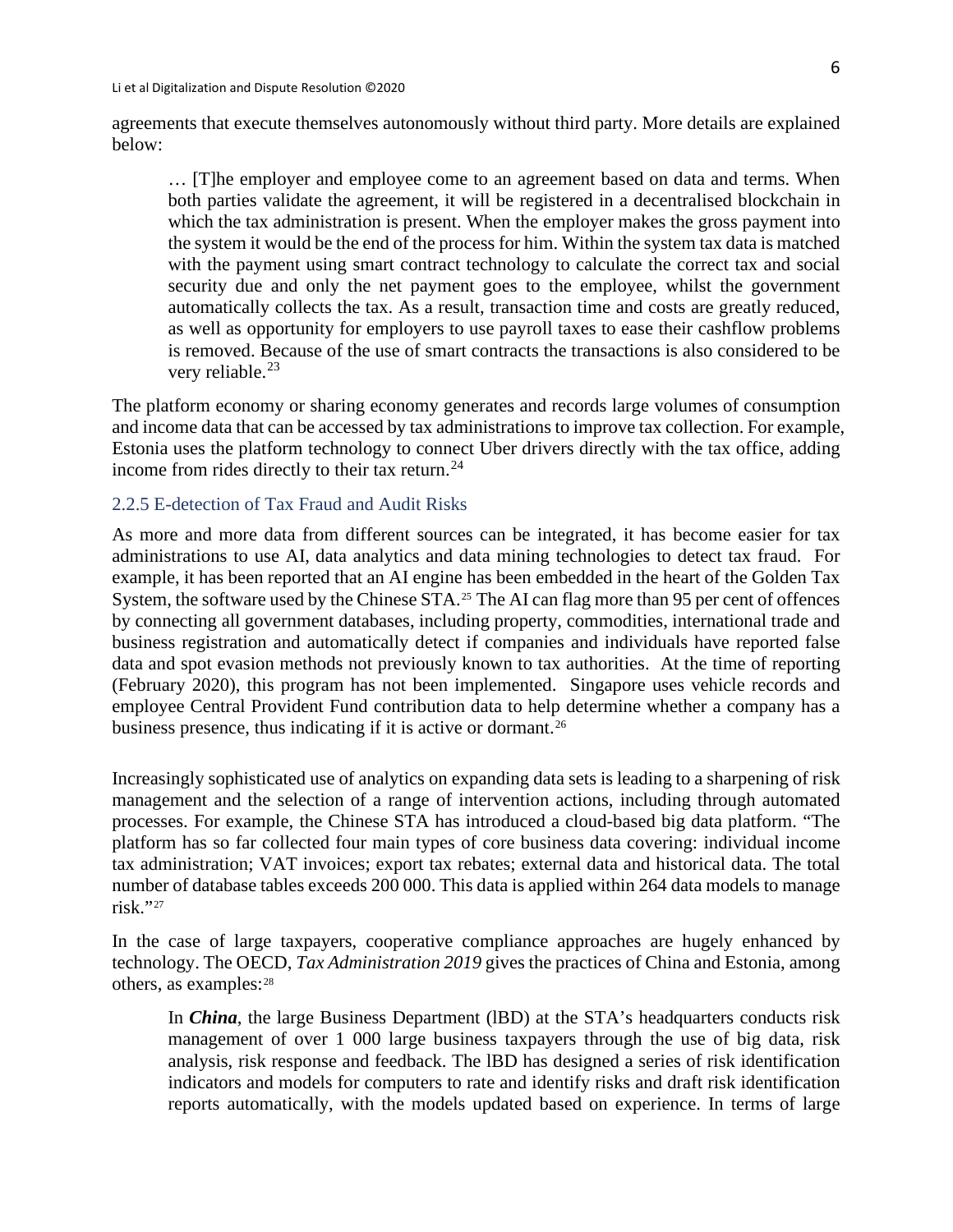agreements that execute themselves autonomously without third party. More details are explained below:

> … [T]he employer and employee come to an agreement based on data and terms. When both parties validate the agreement, it will be registered in a decentralised blockchain in which the tax administration is present. When the employer makes the gross payment into the system it would be the end of the process for him. Within the system tax data is matched with the payment using smart contract technology to calculate the correct tax and social security due and only the net payment goes to the employee, whilst the government automatically collects the tax. As a result, transaction time and costs are greatly reduced, as well as opportunity for employers to use payroll taxes to ease their cashflow problems is removed. Because of the use of smart contracts the transactions is also considered to be very reliable.[23]

The platform economy or sharing economy generates and records large volumes of consumption and income data that can be accessed by tax administrations to improve tax collection. For example, Estonia uses the platform technology to connect Uber drivers directly with the tax office, adding income from rides directly to their tax return.[24]

### 2.2.5 E-detection of Tax Fraud and Audit Risks

As more and more data from different sources can be integrated, it has become easier for tax administrations to use AI, data analytics and data mining technologies to detect tax fraud. For example, it has been reported that an AI engine has been embedded in the heart of the Golden Tax System, the software used by the Chinese STA.[25] The AI can flag more than 95 per cent of offences by connecting all government databases, including property, commodities, international trade and business registration and automatically detect if companies and individuals have reported false data and spot evasion methods not previously known to tax authorities. At the time of reporting (February 2020), this program has not been implemented. Singapore uses vehicle records and employee Central Provident Fund contribution data to help determine whether a company has a business presence, thus indicating if it is active or dormant.[26]

Increasingly sophisticated use of analytics on expanding data sets is leading to a sharpening of risk management and the selection of a range of intervention actions, including through automated processes. For example, the Chinese STA has introduced a cloud-based big data platform. "The platform has so far collected four main types of core business data covering: individual income tax administration; VAT invoices; export tax rebates; external data and historical data. The total number of database tables exceeds 200 000. This data is applied within 264 data models to manage risk."[27]

In the case of large taxpayers, cooperative compliance approaches are hugely enhanced by technology. The OECD, *Tax Administration 2019* gives the practices of China and Estonia, among others, as examples:[28]

> In ***China***, the large Business Department (lBD) at the STA's headquarters conducts risk management of over 1 000 large business taxpayers through the use of big data, risk analysis, risk response and feedback. The lBD has designed a series of risk identification indicators and models for computers to rate and identify risks and draft risk identification reports automatically, with the models updated based on experience. In terms of large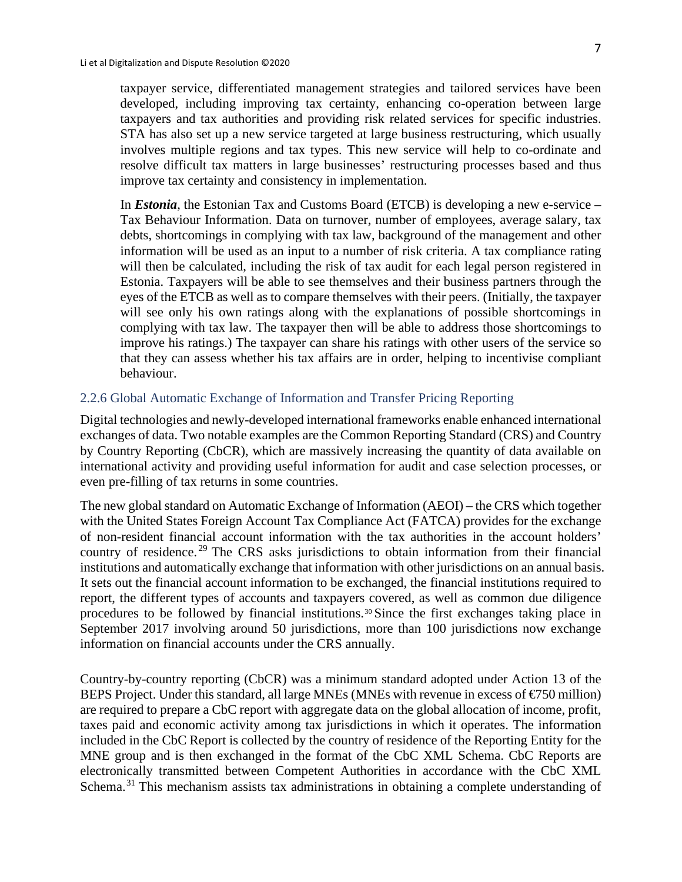taxpayer service, differentiated management strategies and tailored services have been developed, including improving tax certainty, enhancing co-operation between large taxpayers and tax authorities and providing risk related services for specific industries. STA has also set up a new service targeted at large business restructuring, which usually involves multiple regions and tax types. This new service will help to co-ordinate and resolve difficult tax matters in large businesses' restructuring processes based and thus improve tax certainty and consistency in implementation.

In ***Estonia***, the Estonian Tax and Customs Board (ETCB) is developing a new e-service – Tax Behaviour Information. Data on turnover, number of employees, average salary, tax debts, shortcomings in complying with tax law, background of the management and other information will be used as an input to a number of risk criteria. A tax compliance rating will then be calculated, including the risk of tax audit for each legal person registered in Estonia. Taxpayers will be able to see themselves and their business partners through the eyes of the ETCB as well as to compare themselves with their peers. (Initially, the taxpayer will see only his own ratings along with the explanations of possible shortcomings in complying with tax law. The taxpayer then will be able to address those shortcomings to improve his ratings.) The taxpayer can share his ratings with other users of the service so that they can assess whether his tax affairs are in order, helping to incentivise compliant behaviour.

### 2.2.6 Global Automatic Exchange of Information and Transfer Pricing Reporting

Digital technologies and newly-developed international frameworks enable enhanced international exchanges of data. Two notable examples are the Common Reporting Standard (CRS) and Country by Country Reporting (CbCR), which are massively increasing the quantity of data available on international activity and providing useful information for audit and case selection processes, or even pre-filling of tax returns in some countries.

The new global standard on Automatic Exchange of Information (AEOI) – the CRS which together with the United States Foreign Account Tax Compliance Act (FATCA) provides for the exchange of non-resident financial account information with the tax authorities in the account holders' country of residence.[29] The CRS asks jurisdictions to obtain information from their financial institutions and automatically exchange that information with other jurisdictions on an annual basis. It sets out the financial account information to be exchanged, the financial institutions required to report, the different types of accounts and taxpayers covered, as well as common due diligence procedures to be followed by financial institutions.[30] Since the first exchanges taking place in September 2017 involving around 50 jurisdictions, more than 100 jurisdictions now exchange information on financial accounts under the CRS annually.

Country-by-country reporting (CbCR) was a minimum standard adopted under Action 13 of the BEPS Project. Under this standard, all large MNEs (MNEs with revenue in excess of €750 million) are required to prepare a CbC report with aggregate data on the global allocation of income, profit, taxes paid and economic activity among tax jurisdictions in which it operates. The information included in the CbC Report is collected by the country of residence of the Reporting Entity for the MNE group and is then exchanged in the format of the CbC XML Schema. CbC Reports are electronically transmitted between Competent Authorities in accordance with the CbC XML Schema.[31] This mechanism assists tax administrations in obtaining a complete understanding of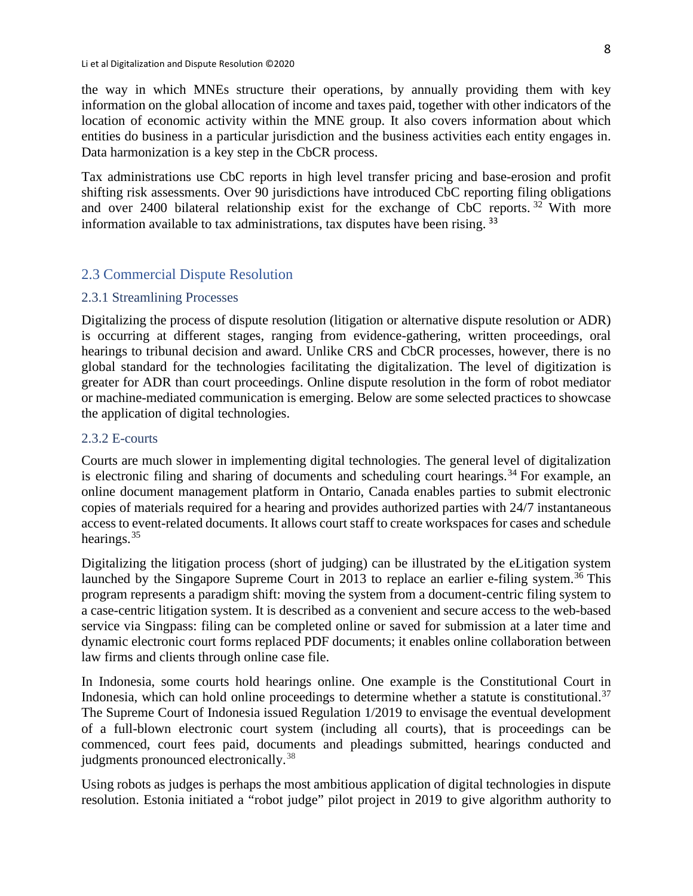the way in which MNEs structure their operations, by annually providing them with key information on the global allocation of income and taxes paid, together with other indicators of the location of economic activity within the MNE group. It also covers information about which entities do business in a particular jurisdiction and the business activities each entity engages in. Data harmonization is a key step in the CbCR process.

Tax administrations use CbC reports in high level transfer pricing and base-erosion and profit shifting risk assessments. Over 90 jurisdictions have introduced CbC reporting filing obligations and over 2400 bilateral relationship exist for the exchange of CbC reports.[32] With more information available to tax administrations, tax disputes have been rising.[33]

## 2.3 Commercial Dispute Resolution

### 2.3.1 Streamlining Processes

Digitalizing the process of dispute resolution (litigation or alternative dispute resolution or ADR) is occurring at different stages, ranging from evidence-gathering, written proceedings, oral hearings to tribunal decision and award. Unlike CRS and CbCR processes, however, there is no global standard for the technologies facilitating the digitalization. The level of digitization is greater for ADR than court proceedings. Online dispute resolution in the form of robot mediator or machine-mediated communication is emerging. Below are some selected practices to showcase the application of digital technologies.

### 2.3.2 E-courts

Courts are much slower in implementing digital technologies. The general level of digitalization is electronic filing and sharing of documents and scheduling court hearings.[34] For example, an online document management platform in Ontario, Canada enables parties to submit electronic copies of materials required for a hearing and provides authorized parties with 24/7 instantaneous access to event-related documents. It allows court staff to create workspaces for cases and schedule hearings.[35]

Digitalizing the litigation process (short of judging) can be illustrated by the eLitigation system launched by the Singapore Supreme Court in 2013 to replace an earlier e-filing system.[36] This program represents a paradigm shift: moving the system from a document-centric filing system to a case-centric litigation system. It is described as a convenient and secure access to the web-based service via Singpass: filing can be completed online or saved for submission at a later time and dynamic electronic court forms replaced PDF documents; it enables online collaboration between law firms and clients through online case file.

In Indonesia, some courts hold hearings online. One example is the Constitutional Court in Indonesia, which can hold online proceedings to determine whether a statute is constitutional.[37] The Supreme Court of Indonesia issued Regulation 1/2019 to envisage the eventual development of a full-blown electronic court system (including all courts), that is proceedings can be commenced, court fees paid, documents and pleadings submitted, hearings conducted and judgments pronounced electronically.[38]

Using robots as judges is perhaps the most ambitious application of digital technologies in dispute resolution. Estonia initiated a "robot judge" pilot project in 2019 to give algorithm authority to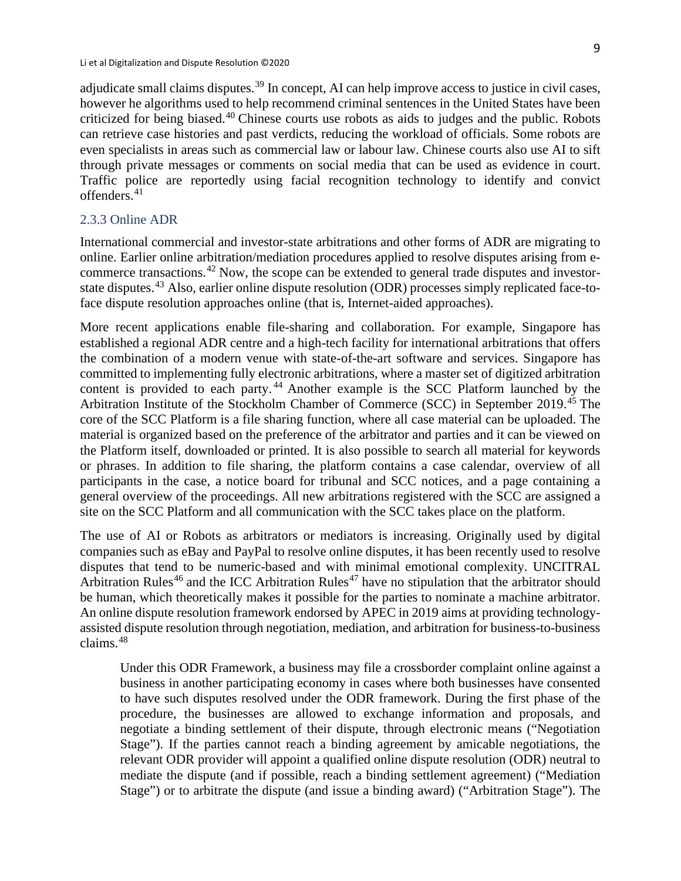adjudicate small claims disputes.[39] In concept, AI can help improve access to justice in civil cases, however he algorithms used to help recommend criminal sentences in the United States have been criticized for being biased.[40] Chinese courts use robots as aids to judges and the public. Robots can retrieve case histories and past verdicts, reducing the workload of officials. Some robots are even specialists in areas such as commercial law or labour law. Chinese courts also use AI to sift through private messages or comments on social media that can be used as evidence in court. Traffic police are reportedly using facial recognition technology to identify and convict offenders.[41]

### 2.3.3 Online ADR

International commercial and investor-state arbitrations and other forms of ADR are migrating to online. Earlier online arbitration/mediation procedures applied to resolve disputes arising from e-commerce transactions.[42] Now, the scope can be extended to general trade disputes and investor-state disputes.[43] Also, earlier online dispute resolution (ODR) processes simply replicated face-to-face dispute resolution approaches online (that is, Internet-aided approaches).

More recent applications enable file-sharing and collaboration. For example, Singapore has established a regional ADR centre and a high-tech facility for international arbitrations that offers the combination of a modern venue with state-of-the-art software and services. Singapore has committed to implementing fully electronic arbitrations, where a master set of digitized arbitration content is provided to each party.[44] Another example is the SCC Platform launched by the Arbitration Institute of the Stockholm Chamber of Commerce (SCC) in September 2019.[45] The core of the SCC Platform is a file sharing function, where all case material can be uploaded. The material is organized based on the preference of the arbitrator and parties and it can be viewed on the Platform itself, downloaded or printed. It is also possible to search all material for keywords or phrases. In addition to file sharing, the platform contains a case calendar, overview of all participants in the case, a notice board for tribunal and SCC notices, and a page containing a general overview of the proceedings. All new arbitrations registered with the SCC are assigned a site on the SCC Platform and all communication with the SCC takes place on the platform.

The use of AI or Robots as arbitrators or mediators is increasing. Originally used by digital companies such as eBay and PayPal to resolve online disputes, it has been recently used to resolve disputes that tend to be numeric-based and with minimal emotional complexity. UNCITRAL Arbitration Rules[46] and the ICC Arbitration Rules[47] have no stipulation that the arbitrator should be human, which theoretically makes it possible for the parties to nominate a machine arbitrator. An online dispute resolution framework endorsed by APEC in 2019 aims at providing technology-assisted dispute resolution through negotiation, mediation, and arbitration for business-to-business claims.[48]

> Under this ODR Framework, a business may file a crossborder complaint online against a business in another participating economy in cases where both businesses have consented to have such disputes resolved under the ODR framework. During the first phase of the procedure, the businesses are allowed to exchange information and proposals, and negotiate a binding settlement of their dispute, through electronic means ("Negotiation Stage"). If the parties cannot reach a binding agreement by amicable negotiations, the relevant ODR provider will appoint a qualified online dispute resolution (ODR) neutral to mediate the dispute (and if possible, reach a binding settlement agreement) ("Mediation Stage") or to arbitrate the dispute (and issue a binding award) ("Arbitration Stage"). The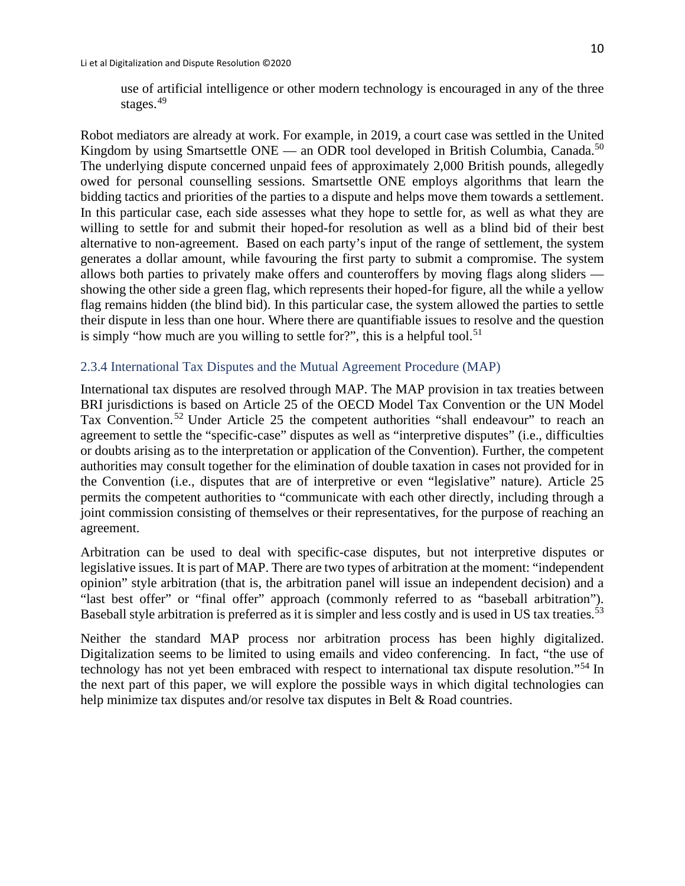use of artificial intelligence or other modern technology is encouraged in any of the three stages.[49]

Robot mediators are already at work. For example, in 2019, a court case was settled in the United Kingdom by using Smartsettle ONE — an ODR tool developed in British Columbia, Canada.[50] The underlying dispute concerned unpaid fees of approximately 2,000 British pounds, allegedly owed for personal counselling sessions. Smartsettle ONE employs algorithms that learn the bidding tactics and priorities of the parties to a dispute and helps move them towards a settlement. In this particular case, each side assesses what they hope to settle for, as well as what they are willing to settle for and submit their hoped-for resolution as well as a blind bid of their best alternative to non-agreement. Based on each party's input of the range of settlement, the system generates a dollar amount, while favouring the first party to submit a compromise. The system allows both parties to privately make offers and counteroffers by moving flags along sliders — showing the other side a green flag, which represents their hoped-for figure, all the while a yellow flag remains hidden (the blind bid). In this particular case, the system allowed the parties to settle their dispute in less than one hour. Where there are quantifiable issues to resolve and the question is simply "how much are you willing to settle for?", this is a helpful tool.[51]

### 2.3.4 International Tax Disputes and the Mutual Agreement Procedure (MAP)

International tax disputes are resolved through MAP. The MAP provision in tax treaties between BRI jurisdictions is based on Article 25 of the OECD Model Tax Convention or the UN Model Tax Convention.[52] Under Article 25 the competent authorities "shall endeavour" to reach an agreement to settle the "specific-case" disputes as well as "interpretive disputes" (i.e., difficulties or doubts arising as to the interpretation or application of the Convention). Further, the competent authorities may consult together for the elimination of double taxation in cases not provided for in the Convention (i.e., disputes that are of interpretive or even "legislative" nature). Article 25 permits the competent authorities to "communicate with each other directly, including through a joint commission consisting of themselves or their representatives, for the purpose of reaching an agreement.

Arbitration can be used to deal with specific-case disputes, but not interpretive disputes or legislative issues. It is part of MAP. There are two types of arbitration at the moment: "independent opinion" style arbitration (that is, the arbitration panel will issue an independent decision) and a "last best offer" or "final offer" approach (commonly referred to as "baseball arbitration"). Baseball style arbitration is preferred as it is simpler and less costly and is used in US tax treaties.[53]

Neither the standard MAP process nor arbitration process has been highly digitalized. Digitalization seems to be limited to using emails and video conferencing. In fact, "the use of technology has not yet been embraced with respect to international tax dispute resolution."[54] In the next part of this paper, we will explore the possible ways in which digital technologies can help minimize tax disputes and/or resolve tax disputes in Belt & Road countries.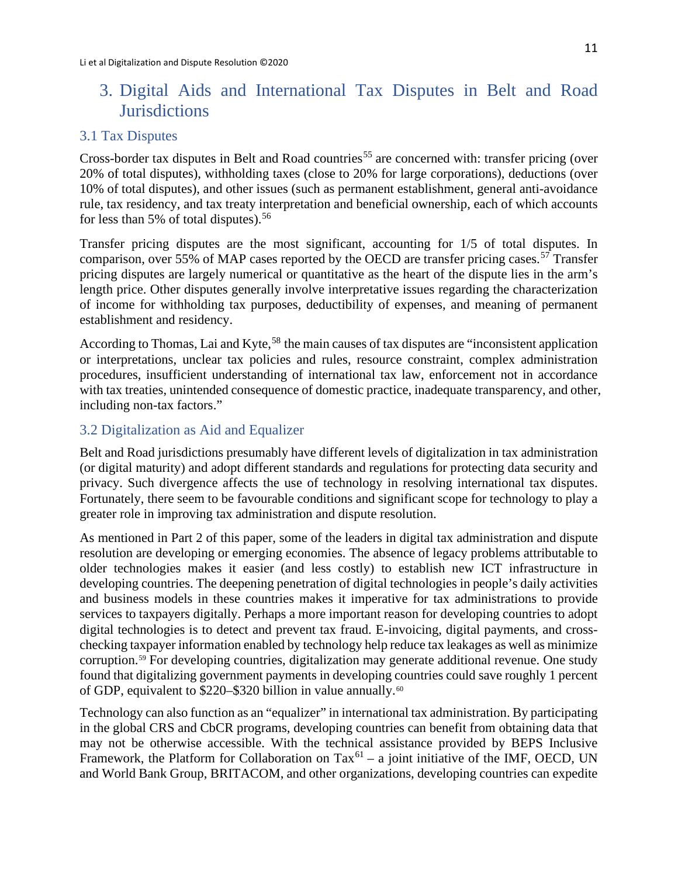# 3. Digital Aids and International Tax Disputes in Belt and Road Jurisdictions

## 3.1 Tax Disputes

Cross-border tax disputes in Belt and Road countries[55] are concerned with: transfer pricing (over 20% of total disputes), withholding taxes (close to 20% for large corporations), deductions (over 10% of total disputes), and other issues (such as permanent establishment, general anti-avoidance rule, tax residency, and tax treaty interpretation and beneficial ownership, each of which accounts for less than 5% of total disputes).[56]

Transfer pricing disputes are the most significant, accounting for 1/5 of total disputes. In comparison, over 55% of MAP cases reported by the OECD are transfer pricing cases.[57] Transfer pricing disputes are largely numerical or quantitative as the heart of the dispute lies in the arm's length price. Other disputes generally involve interpretative issues regarding the characterization of income for withholding tax purposes, deductibility of expenses, and meaning of permanent establishment and residency.

According to Thomas, Lai and Kyte,[58] the main causes of tax disputes are "inconsistent application or interpretations, unclear tax policies and rules, resource constraint, complex administration procedures, insufficient understanding of international tax law, enforcement not in accordance with tax treaties, unintended consequence of domestic practice, inadequate transparency, and other, including non-tax factors."

## 3.2 Digitalization as Aid and Equalizer

Belt and Road jurisdictions presumably have different levels of digitalization in tax administration (or digital maturity) and adopt different standards and regulations for protecting data security and privacy. Such divergence affects the use of technology in resolving international tax disputes. Fortunately, there seem to be favourable conditions and significant scope for technology to play a greater role in improving tax administration and dispute resolution.

As mentioned in Part 2 of this paper, some of the leaders in digital tax administration and dispute resolution are developing or emerging economies. The absence of legacy problems attributable to older technologies makes it easier (and less costly) to establish new ICT infrastructure in developing countries. The deepening penetration of digital technologies in people's daily activities and business models in these countries makes it imperative for tax administrations to provide services to taxpayers digitally. Perhaps a more important reason for developing countries to adopt digital technologies is to detect and prevent tax fraud. E-invoicing, digital payments, and cross-checking taxpayer information enabled by technology help reduce tax leakages as well as minimize corruption.[59] For developing countries, digitalization may generate additional revenue. One study found that digitalizing government payments in developing countries could save roughly 1 percent of GDP, equivalent to \$220–\$320 billion in value annually.[60]

Technology can also function as an "equalizer" in international tax administration. By participating in the global CRS and CbCR programs, developing countries can benefit from obtaining data that may not be otherwise accessible. With the technical assistance provided by BEPS Inclusive Framework, the Platform for Collaboration on Tax[61] – a joint initiative of the IMF, OECD, UN and World Bank Group, BRITACOM, and other organizations, developing countries can expedite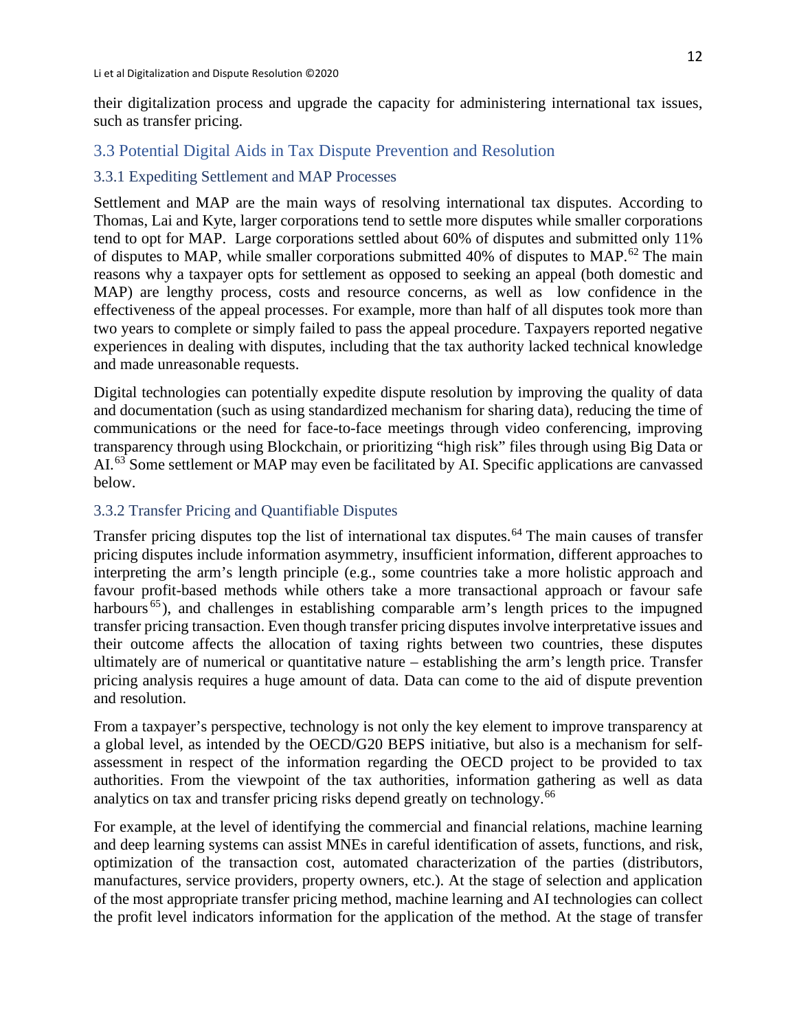their digitalization process and upgrade the capacity for administering international tax issues, such as transfer pricing.

## 3.3 Potential Digital Aids in Tax Dispute Prevention and Resolution

### 3.3.1 Expediting Settlement and MAP Processes

Settlement and MAP are the main ways of resolving international tax disputes. According to Thomas, Lai and Kyte, larger corporations tend to settle more disputes while smaller corporations tend to opt for MAP. Large corporations settled about 60% of disputes and submitted only 11% of disputes to MAP, while smaller corporations submitted 40% of disputes to MAP.[62] The main reasons why a taxpayer opts for settlement as opposed to seeking an appeal (both domestic and MAP) are lengthy process, costs and resource concerns, as well as low confidence in the effectiveness of the appeal processes. For example, more than half of all disputes took more than two years to complete or simply failed to pass the appeal procedure. Taxpayers reported negative experiences in dealing with disputes, including that the tax authority lacked technical knowledge and made unreasonable requests.

Digital technologies can potentially expedite dispute resolution by improving the quality of data and documentation (such as using standardized mechanism for sharing data), reducing the time of communications or the need for face-to-face meetings through video conferencing, improving transparency through using Blockchain, or prioritizing "high risk" files through using Big Data or AI.[63] Some settlement or MAP may even be facilitated by AI. Specific applications are canvassed below.

### 3.3.2 Transfer Pricing and Quantifiable Disputes

Transfer pricing disputes top the list of international tax disputes.[64] The main causes of transfer pricing disputes include information asymmetry, insufficient information, different approaches to interpreting the arm's length principle (e.g., some countries take a more holistic approach and favour profit-based methods while others take a more transactional approach or favour safe harbours[65]), and challenges in establishing comparable arm's length prices to the impugned transfer pricing transaction. Even though transfer pricing disputes involve interpretative issues and their outcome affects the allocation of taxing rights between two countries, these disputes ultimately are of numerical or quantitative nature – establishing the arm's length price. Transfer pricing analysis requires a huge amount of data. Data can come to the aid of dispute prevention and resolution.

From a taxpayer's perspective, technology is not only the key element to improve transparency at a global level, as intended by the OECD/G20 BEPS initiative, but also is a mechanism for self-assessment in respect of the information regarding the OECD project to be provided to tax authorities. From the viewpoint of the tax authorities, information gathering as well as data analytics on tax and transfer pricing risks depend greatly on technology.[66]

For example, at the level of identifying the commercial and financial relations, machine learning and deep learning systems can assist MNEs in careful identification of assets, functions, and risk, optimization of the transaction cost, automated characterization of the parties (distributors, manufactures, service providers, property owners, etc.). At the stage of selection and application of the most appropriate transfer pricing method, machine learning and AI technologies can collect the profit level indicators information for the application of the method. At the stage of transfer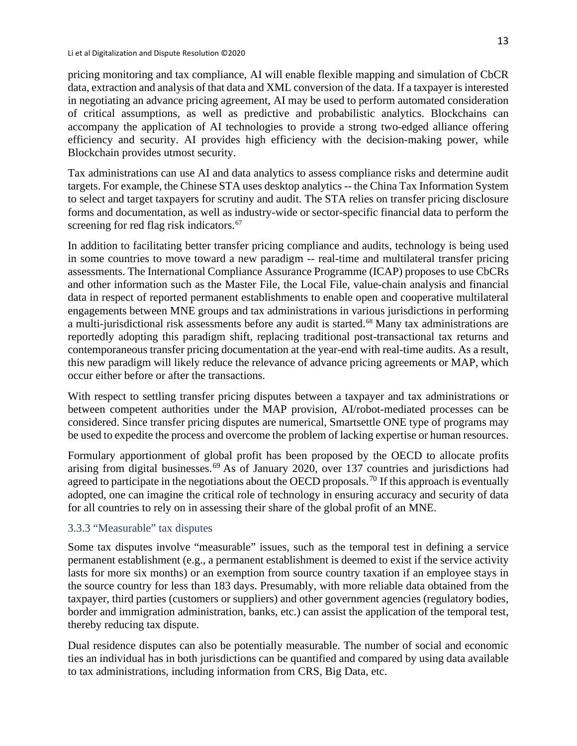pricing monitoring and tax compliance, AI will enable flexible mapping and simulation of CbCR data, extraction and analysis of that data and XML conversion of the data. If a taxpayer is interested in negotiating an advance pricing agreement, AI may be used to perform automated consideration of critical assumptions, as well as predictive and probabilistic analytics. Blockchains can accompany the application of AI technologies to provide a strong two-edged alliance offering efficiency and security. AI provides high efficiency with the decision-making power, while Blockchain provides utmost security.

Tax administrations can use AI and data analytics to assess compliance risks and determine audit targets. For example, the Chinese STA uses desktop analytics -- the China Tax Information System to select and target taxpayers for scrutiny and audit. The STA relies on transfer pricing disclosure forms and documentation, as well as industry-wide or sector-specific financial data to perform the screening for red flag risk indicators.[67]

In addition to facilitating better transfer pricing compliance and audits, technology is being used in some countries to move toward a new paradigm -- real-time and multilateral transfer pricing assessments. The International Compliance Assurance Programme (ICAP) proposes to use CbCRs and other information such as the Master File, the Local File, value-chain analysis and financial data in respect of reported permanent establishments to enable open and cooperative multilateral engagements between MNE groups and tax administrations in various jurisdictions in performing a multi-jurisdictional risk assessments before any audit is started.[68] Many tax administrations are reportedly adopting this paradigm shift, replacing traditional post-transactional tax returns and contemporaneous transfer pricing documentation at the year-end with real-time audits. As a result, this new paradigm will likely reduce the relevance of advance pricing agreements or MAP, which occur either before or after the transactions.

With respect to settling transfer pricing disputes between a taxpayer and tax administrations or between competent authorities under the MAP provision, AI/robot-mediated processes can be considered. Since transfer pricing disputes are numerical, Smartsettle ONE type of programs may be used to expedite the process and overcome the problem of lacking expertise or human resources.

Formulary apportionment of global profit has been proposed by the OECD to allocate profits arising from digital businesses.[69] As of January 2020, over 137 countries and jurisdictions had agreed to participate in the negotiations about the OECD proposals.[70] If this approach is eventually adopted, one can imagine the critical role of technology in ensuring accuracy and security of data for all countries to rely on in assessing their share of the global profit of an MNE.

### 3.3.3 "Measurable" tax disputes

Some tax disputes involve "measurable" issues, such as the temporal test in defining a service permanent establishment (e.g., a permanent establishment is deemed to exist if the service activity lasts for more six months) or an exemption from source country taxation if an employee stays in the source country for less than 183 days. Presumably, with more reliable data obtained from the taxpayer, third parties (customers or suppliers) and other government agencies (regulatory bodies, border and immigration administration, banks, etc.) can assist the application of the temporal test, thereby reducing tax dispute.

Dual residence disputes can also be potentially measurable. The number of social and economic ties an individual has in both jurisdictions can be quantified and compared by using data available to tax administrations, including information from CRS, Big Data, etc.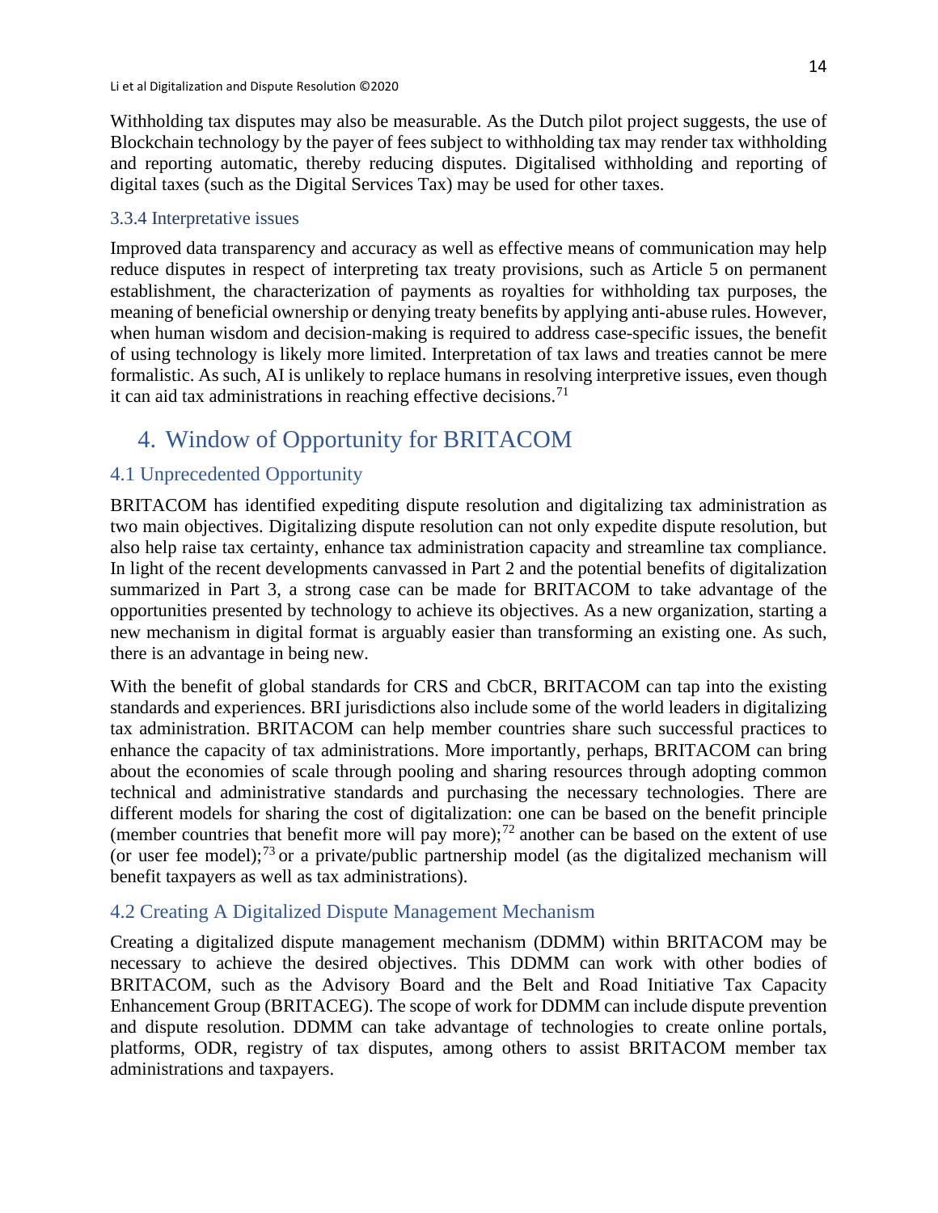Withholding tax disputes may also be measurable. As the Dutch pilot project suggests, the use of Blockchain technology by the payer of fees subject to withholding tax may render tax withholding and reporting automatic, thereby reducing disputes. Digitalised withholding and reporting of digital taxes (such as the Digital Services Tax) may be used for other taxes.

### 3.3.4 Interpretative issues

Improved data transparency and accuracy as well as effective means of communication may help reduce disputes in respect of interpreting tax treaty provisions, such as Article 5 on permanent establishment, the characterization of payments as royalties for withholding tax purposes, the meaning of beneficial ownership or denying treaty benefits by applying anti-abuse rules. However, when human wisdom and decision-making is required to address case-specific issues, the benefit of using technology is likely more limited. Interpretation of tax laws and treaties cannot be mere formalistic. As such, AI is unlikely to replace humans in resolving interpretive issues, even though it can aid tax administrations in reaching effective decisions.[71]

# 4. Window of Opportunity for BRITACOM

## 4.1 Unprecedented Opportunity

BRITACOM has identified expediting dispute resolution and digitalizing tax administration as two main objectives. Digitalizing dispute resolution can not only expedite dispute resolution, but also help raise tax certainty, enhance tax administration capacity and streamline tax compliance. In light of the recent developments canvassed in Part 2 and the potential benefits of digitalization summarized in Part 3, a strong case can be made for BRITACOM to take advantage of the opportunities presented by technology to achieve its objectives. As a new organization, starting a new mechanism in digital format is arguably easier than transforming an existing one. As such, there is an advantage in being new.

With the benefit of global standards for CRS and CbCR, BRITACOM can tap into the existing standards and experiences. BRI jurisdictions also include some of the world leaders in digitalizing tax administration. BRITACOM can help member countries share such successful practices to enhance the capacity of tax administrations. More importantly, perhaps, BRITACOM can bring about the economies of scale through pooling and sharing resources through adopting common technical and administrative standards and purchasing the necessary technologies. There are different models for sharing the cost of digitalization: one can be based on the benefit principle (member countries that benefit more will pay more);[72] another can be based on the extent of use (or user fee model);[73] or a private/public partnership model (as the digitalized mechanism will benefit taxpayers as well as tax administrations).

## 4.2 Creating A Digitalized Dispute Management Mechanism

Creating a digitalized dispute management mechanism (DDMM) within BRITACOM may be necessary to achieve the desired objectives. This DDMM can work with other bodies of BRITACOM, such as the Advisory Board and the Belt and Road Initiative Tax Capacity Enhancement Group (BRITACEG). The scope of work for DDMM can include dispute prevention and dispute resolution. DDMM can take advantage of technologies to create online portals, platforms, ODR, registry of tax disputes, among others to assist BRITACOM member tax administrations and taxpayers.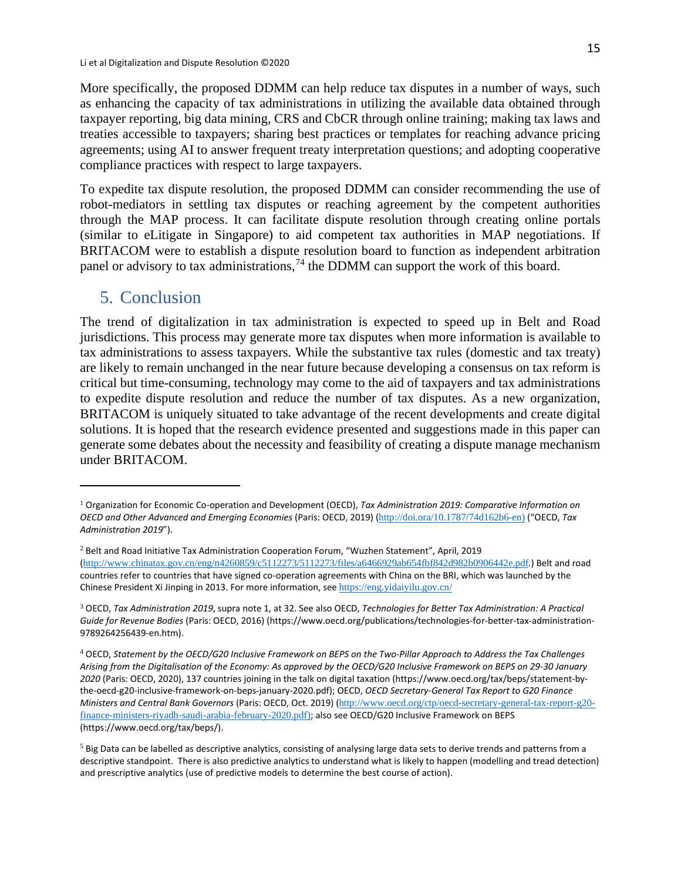More specifically, the proposed DDMM can help reduce tax disputes in a number of ways, such as enhancing the capacity of tax administrations in utilizing the available data obtained through taxpayer reporting, big data mining, CRS and CbCR through online training; making tax laws and treaties accessible to taxpayers; sharing best practices or templates for reaching advance pricing agreements; using AI to answer frequent treaty interpretation questions; and adopting cooperative compliance practices with respect to large taxpayers.

To expedite tax dispute resolution, the proposed DDMM can consider recommending the use of robot-mediators in settling tax disputes or reaching agreement by the competent authorities through the MAP process. It can facilitate dispute resolution through creating online portals (similar to eLitigate in Singapore) to aid competent tax authorities in MAP negotiations. If BRITACOM were to establish a dispute resolution board to function as independent arbitration panel or advisory to tax administrations,[74] the DDMM can support the work of this board.

## 5. Conclusion

The trend of digitalization in tax administration is expected to speed up in Belt and Road jurisdictions. This process may generate more tax disputes when more information is available to tax administrations to assess taxpayers. While the substantive tax rules (domestic and tax treaty) are likely to remain unchanged in the near future because developing a consensus on tax reform is critical but time-consuming, technology may come to the aid of taxpayers and tax administrations to expedite dispute resolution and reduce the number of tax disputes. As a new organization, BRITACOM is uniquely situated to take advantage of the recent developments and create digital solutions. It is hoped that the research evidence presented and suggestions made in this paper can generate some debates about the necessity and feasibility of creating a dispute manage mechanism under BRITACOM.

---

[1] Organization for Economic Co-operation and Development (OECD), *Tax Administration 2019: Comparative Information on OECD and Other Advanced and Emerging Economies* (Paris: OECD, 2019) (http://doi.ora/10.1787/74d162b6-en) ("OECD, *Tax Administration 2019*").

[2] Belt and Road Initiative Tax Administration Cooperation Forum, "Wuzhen Statement", April, 2019 (http://www.chinatax.gov.cn/eng/n4260859/c5112273/5112273/files/a6466929ab654fbf842d982b0906442e.pdf.) Belt and road countries refer to countries that have signed co-operation agreements with China on the BRI, which was launched by the Chinese President Xi Jinping in 2013. For more information, see https://eng.yidaiyilu.gov.cn/

[3] OECD, *Tax Administration 2019*, supra note 1, at 32. See also OECD, *Technologies for Better Tax Administration: A Practical Guide for Revenue Bodies* (Paris: OECD, 2016) (https://www.oecd.org/publications/technologies-for-better-tax-administration-9789264256439-en.htm).

[4] OECD, *Statement by the OECD/G20 Inclusive Framework on BEPS on the Two-Pillar Approach to Address the Tax Challenges Arising from the Digitalisation of the Economy: As approved by the OECD/G20 Inclusive Framework on BEPS on 29-30 January 2020* (Paris: OECD, 2020), 137 countries joining in the talk on digital taxation (https://www.oecd.org/tax/beps/statement-by-the-oecd-g20-inclusive-framework-on-beps-january-2020.pdf); OECD, *OECD Secretary-General Tax Report to G20 Finance Ministers and Central Bank Governors* (Paris: OECD, Oct. 2019) (http://www.oecd.org/ctp/oecd-secretary-general-tax-report-g20-finance-ministers-riyadh-saudi-arabia-february-2020.pdf); also see OECD/G20 Inclusive Framework on BEPS (https://www.oecd.org/tax/beps/).

[5] Big Data can be labelled as descriptive analytics, consisting of analysing large data sets to derive trends and patterns from a descriptive standpoint. There is also predictive analytics to understand what is likely to happen (modelling and tread detection) and prescriptive analytics (use of predictive models to determine the best course of action).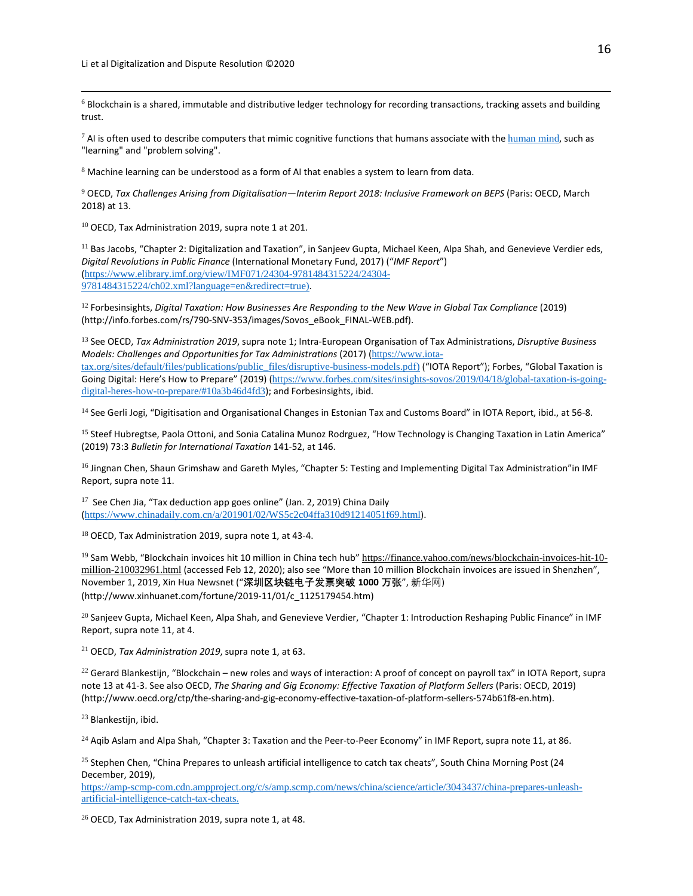[6] Blockchain is a shared, immutable and distributive ledger technology for recording transactions, tracking assets and building trust.

[7] AI is often used to describe computers that mimic cognitive functions that humans associate with the human mind, such as "learning" and "problem solving".

[8] Machine learning can be understood as a form of AI that enables a system to learn from data.

[9] OECD, *Tax Challenges Arising from Digitalisation—Interim Report 2018: Inclusive Framework on BEPS* (Paris: OECD, March 2018) at 13.

[10] OECD, Tax Administration 2019, supra note 1 at 201.

[11] Bas Jacobs, "Chapter 2: Digitalization and Taxation", in Sanjeev Gupta, Michael Keen, Alpa Shah, and Genevieve Verdier eds, *Digital Revolutions in Public Finance* (International Monetary Fund, 2017) ("*IMF Report*") (https://www.elibrary.imf.org/view/IMF071/24304-9781484315224/24304-9781484315224/ch02.xml?language=en&redirect=true).

[12] Forbesinsights, *Digital Taxation: How Businesses Are Responding to the New Wave in Global Tax Compliance* (2019) (http://info.forbes.com/rs/790-SNV-353/images/Sovos_eBook_FINAL-WEB.pdf).

[13] See OECD, *Tax Administration 2019*, supra note 1; Intra-European Organisation of Tax Administrations, *Disruptive Business Models: Challenges and Opportunities for Tax Administrations* (2017) (https://www.iota-tax.org/sites/default/files/publications/public_files/disruptive-business-models.pdf) ("IOTA Report"); Forbes, "Global Taxation is Going Digital: Here's How to Prepare" (2019) (https://www.forbes.com/sites/insights-sovos/2019/04/18/global-taxation-is-going-digital-heres-how-to-prepare/#10a3b46d4fd3); and Forbesinsights, ibid.

[14] See Gerli Jogi, "Digitisation and Organisational Changes in Estonian Tax and Customs Board" in IOTA Report, ibid., at 56-8.

[15] Steef Hubregtse, Paola Ottoni, and Sonia Catalina Munoz Rodrguez, "How Technology is Changing Taxation in Latin America" (2019) 73:3 *Bulletin for International Taxation* 141-52, at 146.

[16] Jingnan Chen, Shaun Grimshaw and Gareth Myles, "Chapter 5: Testing and Implementing Digital Tax Administration"in IMF Report, supra note 11.

[17] See Chen Jia, "Tax deduction app goes online" (Jan. 2, 2019) China Daily (https://www.chinadaily.com.cn/a/201901/02/WS5c2c04ffa310d91214051f69.html).

[18] OECD, Tax Administration 2019, supra note 1, at 43-4.

[19] Sam Webb, "Blockchain invoices hit 10 million in China tech hub" https://finance.yahoo.com/news/blockchain-invoices-hit-10-million-210032961.html (accessed Feb 12, 2020); also see "More than 10 million Blockchain invoices are issued in Shenzhen", November 1, 2019, Xin Hua Newsnet ("**深圳区块链电子发票突破 1000 万张**", 新华网) (http://www.xinhuanet.com/fortune/2019-11/01/c_1125179454.htm)

[20] Sanjeev Gupta, Michael Keen, Alpa Shah, and Genevieve Verdier, "Chapter 1: Introduction Reshaping Public Finance" in IMF Report, supra note 11, at 4.

[21] OECD, *Tax Administration 2019*, supra note 1, at 63.

[22] Gerard Blankestijn, "Blockchain – new roles and ways of interaction: A proof of concept on payroll tax" in IOTA Report, supra note 13 at 41-3. See also OECD, *The Sharing and Gig Economy: Effective Taxation of Platform Sellers* (Paris: OECD, 2019) (http://www.oecd.org/ctp/the-sharing-and-gig-economy-effective-taxation-of-platform-sellers-574b61f8-en.htm).

[23] Blankestijn, ibid.

[24] Aqib Aslam and Alpa Shah, "Chapter 3: Taxation and the Peer-to-Peer Economy" in IMF Report, supra note 11, at 86.

[25] Stephen Chen, "China Prepares to unleash artificial intelligence to catch tax cheats", South China Morning Post (24 December, 2019), https://amp-scmp-com.cdn.ampproject.org/c/s/amp.scmp.com/news/china/science/article/3043437/china-prepares-unleash-artificial-intelligence-catch-tax-cheats.

[26] OECD, Tax Administration 2019, supra note 1, at 48.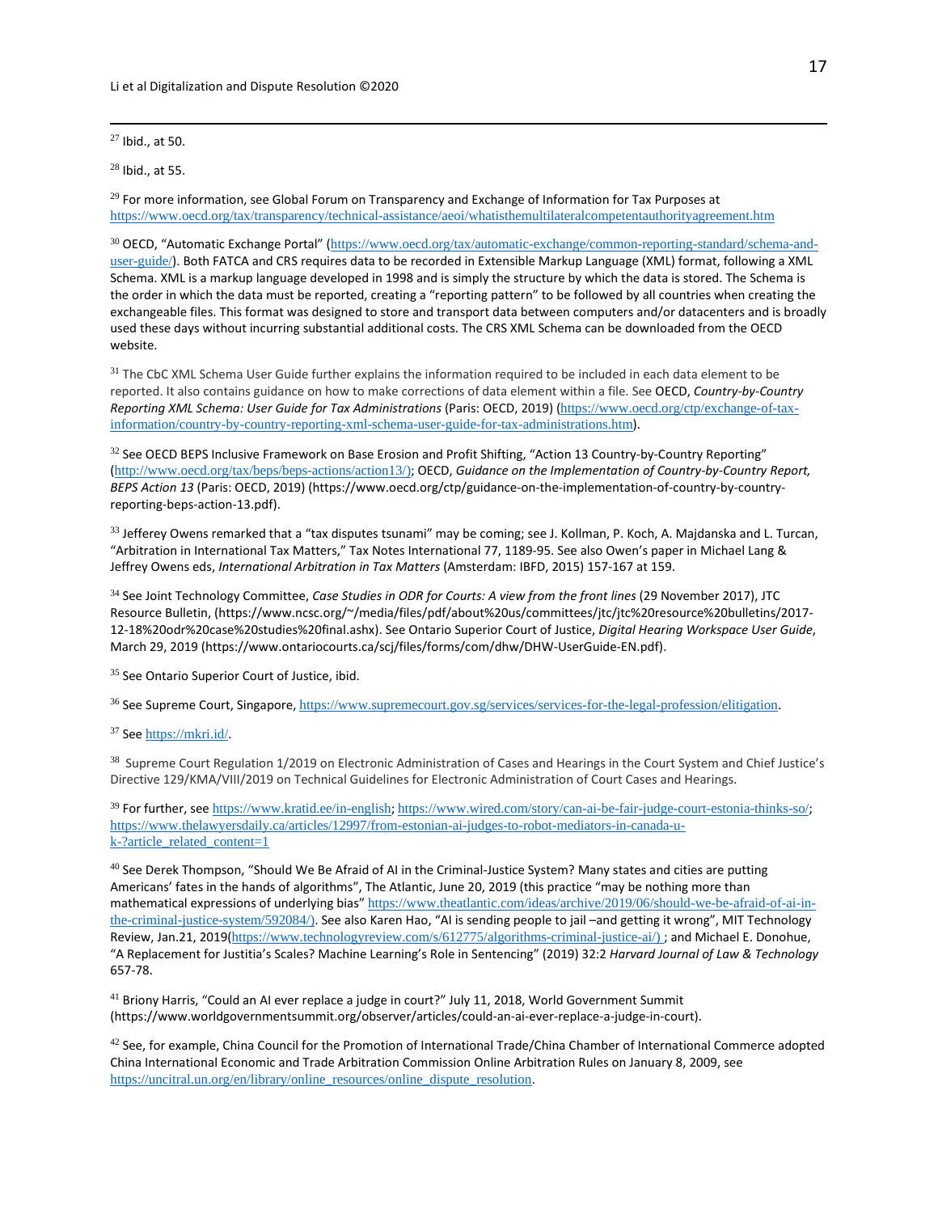[27] Ibid., at 50.

[28] Ibid., at 55.

[29] For more information, see Global Forum on Transparency and Exchange of Information for Tax Purposes at https://www.oecd.org/tax/transparency/technical-assistance/aeoi/whatisthemultilateralcompetentauthorityagreement.htm

[30] OECD, "Automatic Exchange Portal" (https://www.oecd.org/tax/automatic-exchange/common-reporting-standard/schema-and-user-guide/). Both FATCA and CRS requires data to be recorded in Extensible Markup Language (XML) format, following a XML Schema. XML is a markup language developed in 1998 and is simply the structure by which the data is stored. The Schema is the order in which the data must be reported, creating a "reporting pattern" to be followed by all countries when creating the exchangeable files. This format was designed to store and transport data between computers and/or datacenters and is broadly used these days without incurring substantial additional costs. The CRS XML Schema can be downloaded from the OECD website.

[31] The CbC XML Schema User Guide further explains the information required to be included in each data element to be reported. It also contains guidance on how to make corrections of data element within a file. See OECD, *Country-by-Country Reporting XML Schema: User Guide for Tax Administrations* (Paris: OECD, 2019) (https://www.oecd.org/ctp/exchange-of-tax-information/country-by-country-reporting-xml-schema-user-guide-for-tax-administrations.htm).

[32] See OECD BEPS Inclusive Framework on Base Erosion and Profit Shifting, "Action 13 Country-by-Country Reporting" (http://www.oecd.org/tax/beps/beps-actions/action13/); OECD, *Guidance on the Implementation of Country-by-Country Report, BEPS Action 13* (Paris: OECD, 2019) (https://www.oecd.org/ctp/guidance-on-the-implementation-of-country-by-country-reporting-beps-action-13.pdf).

[33] Jefferey Owens remarked that a "tax disputes tsunami" may be coming; see J. Kollman, P. Koch, A. Majdanska and L. Turcan, "Arbitration in International Tax Matters," Tax Notes International 77, 1189-95. See also Owen's paper in Michael Lang & Jeffrey Owens eds, *International Arbitration in Tax Matters* (Amsterdam: IBFD, 2015) 157-167 at 159.

[34] See Joint Technology Committee, *Case Studies in ODR for Courts: A view from the front lines* (29 November 2017), JTC Resource Bulletin, (https://www.ncsc.org/~/media/files/pdf/about%20us/committees/jtc/jtc%20resource%20bulletins/2017-12-18%20odr%20case%20studies%20final.ashx). See Ontario Superior Court of Justice, *Digital Hearing Workspace User Guide*, March 29, 2019 (https://www.ontariocourts.ca/scj/files/forms/com/dhw/DHW-UserGuide-EN.pdf).

[35] See Ontario Superior Court of Justice, ibid.

[36] See Supreme Court, Singapore, https://www.supremecourt.gov.sg/services/services-for-the-legal-profession/elitigation.

[37] See https://mkri.id/.

[38] Supreme Court Regulation 1/2019 on Electronic Administration of Cases and Hearings in the Court System and Chief Justice's Directive 129/KMA/VIII/2019 on Technical Guidelines for Electronic Administration of Court Cases and Hearings.

[39] For further, see https://www.kratid.ee/in-english; https://www.wired.com/story/can-ai-be-fair-judge-court-estonia-thinks-so/; https://www.thelawyersdaily.ca/articles/12997/from-estonian-ai-judges-to-robot-mediators-in-canada-u-k-?article_related_content=1

[40] See Derek Thompson, "Should We Be Afraid of AI in the Criminal-Justice System? Many states and cities are putting Americans' fates in the hands of algorithms", The Atlantic, June 20, 2019 (this practice "may be nothing more than mathematical expressions of underlying bias" https://www.theatlantic.com/ideas/archive/2019/06/should-we-be-afraid-of-ai-in-the-criminal-justice-system/592084/). See also Karen Hao, "AI is sending people to jail –and getting it wrong", MIT Technology Review, Jan.21, 2019(https://www.technologyreview.com/s/612775/algorithms-criminal-justice-ai/) ; and Michael E. Donohue, "A Replacement for Justitia's Scales? Machine Learning's Role in Sentencing" (2019) 32:2 *Harvard Journal of Law & Technology* 657-78.

[41] Briony Harris, "Could an AI ever replace a judge in court?" July 11, 2018, World Government Summit (https://www.worldgovernmentsummit.org/observer/articles/could-an-ai-ever-replace-a-judge-in-court).

[42] See, for example, China Council for the Promotion of International Trade/China Chamber of International Commerce adopted China International Economic and Trade Arbitration Commission Online Arbitration Rules on January 8, 2009, see https://uncitral.un.org/en/library/online_resources/online_dispute_resolution.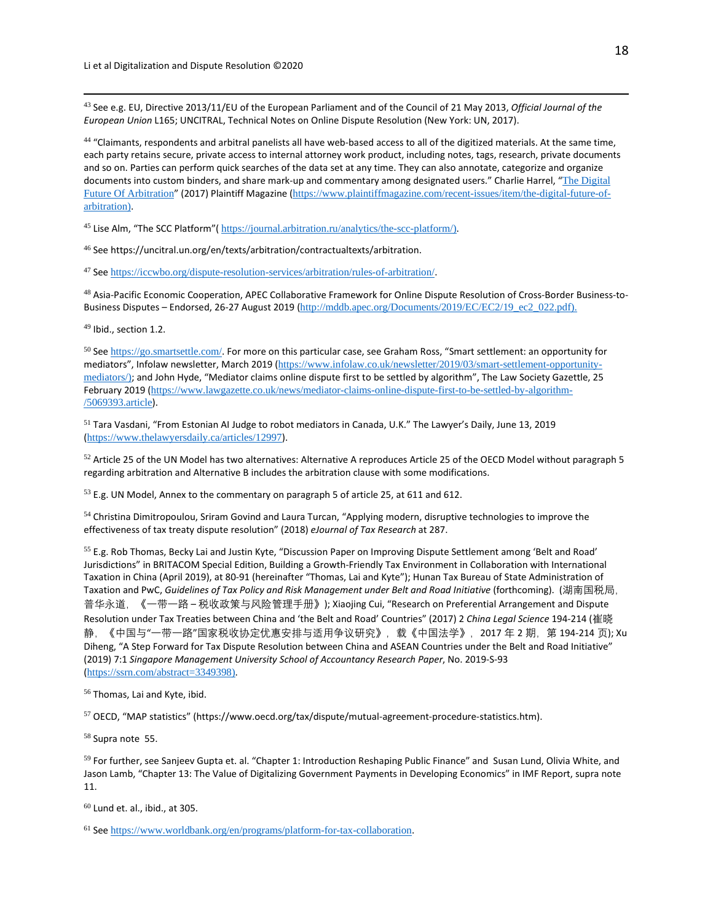[43] See e.g. EU, Directive 2013/11/EU of the European Parliament and of the Council of 21 May 2013, *Official Journal of the European Union* L165; UNCITRAL, Technical Notes on Online Dispute Resolution (New York: UN, 2017).

[44] "Claimants, respondents and arbitral panelists all have web-based access to all of the digitized materials. At the same time, each party retains secure, private access to internal attorney work product, including notes, tags, research, private documents and so on. Parties can perform quick searches of the data set at any time. They can also annotate, categorize and organize documents into custom binders, and share mark-up and commentary among designated users." Charlie Harrel, "The Digital Future Of Arbitration" (2017) Plaintiff Magazine (https://www.plaintiffmagazine.com/recent-issues/item/the-digital-future-of-arbitration).

[45] Lise Alm, "The SCC Platform"( https://journal.arbitration.ru/analytics/the-scc-platform/).

[46] See https://uncitral.un.org/en/texts/arbitration/contractualtexts/arbitration.

[47] See https://iccwbo.org/dispute-resolution-services/arbitration/rules-of-arbitration/.

[48] Asia-Pacific Economic Cooperation, APEC Collaborative Framework for Online Dispute Resolution of Cross-Border Business-to-Business Disputes – Endorsed, 26-27 August 2019 (http://mddb.apec.org/Documents/2019/EC/EC2/19_ec2_022.pdf).

[49] Ibid., section 1.2.

[50] See https://go.smartsettle.com/. For more on this particular case, see Graham Ross, "Smart settlement: an opportunity for mediators", Infolaw newsletter, March 2019 (https://www.infolaw.co.uk/newsletter/2019/03/smart-settlement-opportunity-mediators/); and John Hyde, "Mediator claims online dispute first to be settled by algorithm", The Law Society Gazette, 25 February 2019 (https://www.lawgazette.co.uk/news/mediator-claims-online-dispute-first-to-be-settled-by-algorithm-/5069393.article).

[51] Tara Vasdani, "From Estonian AI Judge to robot mediators in Canada, U.K." The Lawyer's Daily, June 13, 2019 (https://www.thelawyersdaily.ca/articles/12997).

[52] Article 25 of the UN Model has two alternatives: Alternative A reproduces Article 25 of the OECD Model without paragraph 5 regarding arbitration and Alternative B includes the arbitration clause with some modifications.

[53] E.g. UN Model, Annex to the commentary on paragraph 5 of article 25, at 611 and 612.

[54] Christina Dimitropoulou, Sriram Govind and Laura Turcan, "Applying modern, disruptive technologies to improve the effectiveness of tax treaty dispute resolution" (2018) *eJournal of Tax Research* at 287.

[55] E.g. Rob Thomas, Becky Lai and Justin Kyte, "Discussion Paper on Improving Dispute Settlement among 'Belt and Road' Jurisdictions" in BRITACOM Special Edition, Building a Growth-Friendly Tax Environment in Collaboration with International Taxation in China (April 2019), at 80-91 (hereinafter "Thomas, Lai and Kyte"); Hunan Tax Bureau of State Administration of Taxation and PwC, *Guidelines of Tax Policy and Risk Management under Belt and Road Initiative* (forthcoming). (湖南国税局, 普华永道, 《一带一路－税收政策与风险管理手册》); Xiaojing Cui, "Research on Preferential Arrangement and Dispute Resolution under Tax Treaties between China and 'the Belt and Road' Countries" (2017) 2 *China Legal Science* 194-214 (崔晓静, 《中国与"一带一路"国家税收协定优惠安排与适用争议研究》, 载《中国法学》, 2017 年 2 期, 第 194-214 页); Xu Diheng, "A Step Forward for Tax Dispute Resolution between China and ASEAN Countries under the Belt and Road Initiative" (2019) 7:1 *Singapore Management University School of Accountancy Research Paper*, No. 2019-S-93 (https://ssrn.com/abstract=3349398).

[56] Thomas, Lai and Kyte, ibid.

[57] OECD, "MAP statistics" (https://www.oecd.org/tax/dispute/mutual-agreement-procedure-statistics.htm).

[58] Supra note 55.

[59] For further, see Sanjeev Gupta et. al. "Chapter 1: Introduction Reshaping Public Finance" and Susan Lund, Olivia White, and Jason Lamb, "Chapter 13: The Value of Digitalizing Government Payments in Developing Economics" in IMF Report, supra note 11.

[60] Lund et. al., ibid., at 305.

[61] See https://www.worldbank.org/en/programs/platform-for-tax-collaboration.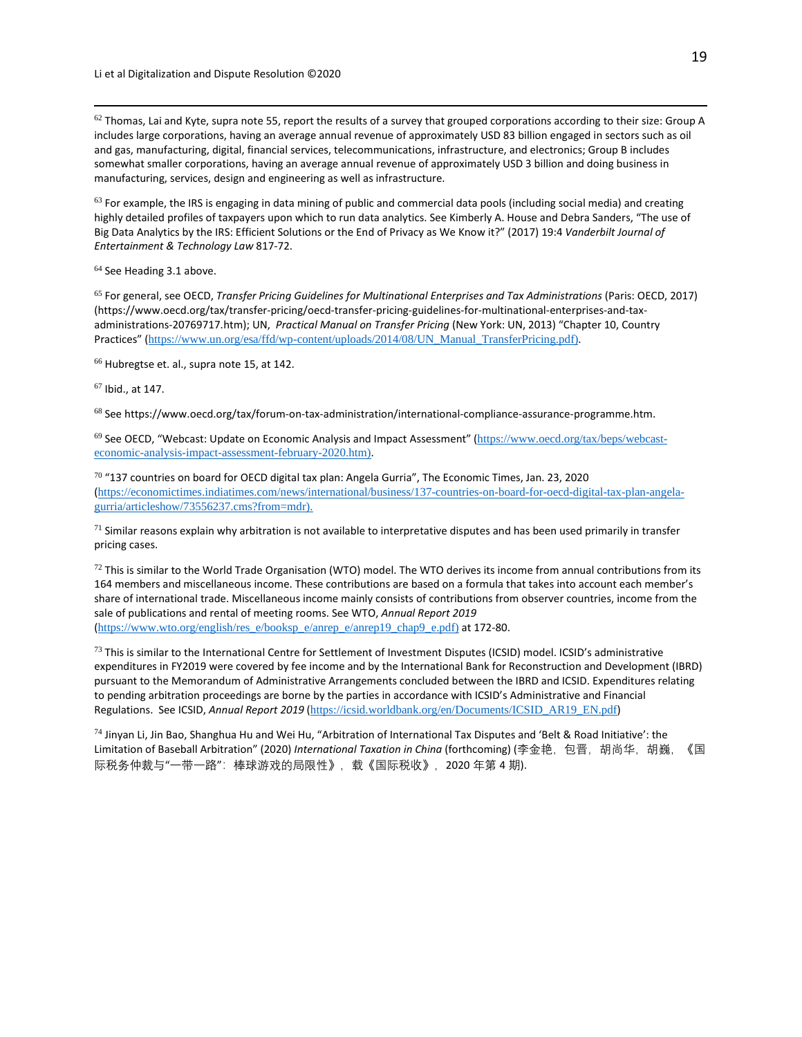[62] Thomas, Lai and Kyte, supra note 55, report the results of a survey that grouped corporations according to their size: Group A includes large corporations, having an average annual revenue of approximately USD 83 billion engaged in sectors such as oil and gas, manufacturing, digital, financial services, telecommunications, infrastructure, and electronics; Group B includes somewhat smaller corporations, having an average annual revenue of approximately USD 3 billion and doing business in manufacturing, services, design and engineering as well as infrastructure.

[63] For example, the IRS is engaging in data mining of public and commercial data pools (including social media) and creating highly detailed profiles of taxpayers upon which to run data analytics. See Kimberly A. House and Debra Sanders, "The use of Big Data Analytics by the IRS: Efficient Solutions or the End of Privacy as We Know it?" (2017) 19:4 *Vanderbilt Journal of Entertainment & Technology Law* 817-72.

[64] See Heading 3.1 above.

[65] For general, see OECD, *Transfer Pricing Guidelines for Multinational Enterprises and Tax Administrations* (Paris: OECD, 2017) (https://www.oecd.org/tax/transfer-pricing/oecd-transfer-pricing-guidelines-for-multinational-enterprises-and-tax-administrations-20769717.htm); UN, *Practical Manual on Transfer Pricing* (New York: UN, 2013) "Chapter 10, Country Practices" (https://www.un.org/esa/ffd/wp-content/uploads/2014/08/UN_Manual_TransferPricing.pdf).

[66] Hubregtse et. al., supra note 15, at 142.

[67] Ibid., at 147.

[68] See https://www.oecd.org/tax/forum-on-tax-administration/international-compliance-assurance-programme.htm.

[69] See OECD, "Webcast: Update on Economic Analysis and Impact Assessment" (https://www.oecd.org/tax/beps/webcast-economic-analysis-impact-assessment-february-2020.htm).

[70] "137 countries on board for OECD digital tax plan: Angela Gurria", The Economic Times, Jan. 23, 2020 (https://economictimes.indiatimes.com/news/international/business/137-countries-on-board-for-oecd-digital-tax-plan-angela-gurria/articleshow/73556237.cms?from=mdr).

[71] Similar reasons explain why arbitration is not available to interpretative disputes and has been used primarily in transfer pricing cases.

[72] This is similar to the World Trade Organisation (WTO) model. The WTO derives its income from annual contributions from its 164 members and miscellaneous income. These contributions are based on a formula that takes into account each member's share of international trade. Miscellaneous income mainly consists of contributions from observer countries, income from the sale of publications and rental of meeting rooms. See WTO, *Annual Report 2019* (https://www.wto.org/english/res_e/booksp_e/anrep_e/anrep19_chap9_e.pdf) at 172-80.

[73] This is similar to the International Centre for Settlement of Investment Disputes (ICSID) model. ICSID's administrative expenditures in FY2019 were covered by fee income and by the International Bank for Reconstruction and Development (IBRD) pursuant to the Memorandum of Administrative Arrangements concluded between the IBRD and ICSID. Expenditures relating to pending arbitration proceedings are borne by the parties in accordance with ICSID's Administrative and Financial Regulations. See ICSID, *Annual Report 2019* (https://icsid.worldbank.org/en/Documents/ICSID_AR19_EN.pdf)

[74] Jinyan Li, Jin Bao, Shanghua Hu and Wei Hu, "Arbitration of International Tax Disputes and 'Belt & Road Initiative': the Limitation of Baseball Arbitration" (2020) *International Taxation in China* (forthcoming) (李金艳，包晋，胡尚华，胡巍，《国际税务仲裁与"一带一路"：棒球游戏的局限性》，载《国际税收》，2020 年第 4 期).